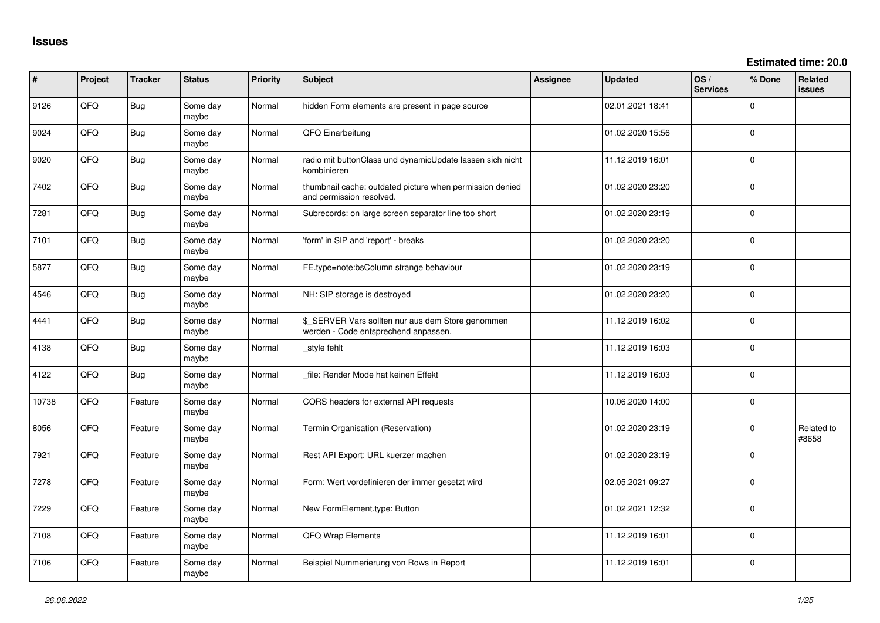## Issues

**Estimated time: 20.0**

| # | Project | Tracker | Status | Priority | Subject | Assignee | Updated | OS / Services | % Done | Related issues |
|---|---|---|---|---|---|---|---|---|---|---|
| 9126 | QFQ | Bug | Some day maybe | Normal | hidden Form elements are present in page source | | 02.01.2021 18:41 | | 0 | |
| 9024 | QFQ | Bug | Some day maybe | Normal | QFQ Einarbeitung | | 01.02.2020 15:56 | | 0 | |
| 9020 | QFQ | Bug | Some day maybe | Normal | radio mit buttonClass und dynamicUpdate lassen sich nicht kombinieren | | 11.12.2019 16:01 | | 0 | |
| 7402 | QFQ | Bug | Some day maybe | Normal | thumbnail cache: outdated picture when permission denied and permission resolved. | | 01.02.2020 23:20 | | 0 | |
| 7281 | QFQ | Bug | Some day maybe | Normal | Subrecords: on large screen separator line too short | | 01.02.2020 23:19 | | 0 | |
| 7101 | QFQ | Bug | Some day maybe | Normal | 'form' in SIP and 'report' - breaks | | 01.02.2020 23:20 | | 0 | |
| 5877 | QFQ | Bug | Some day maybe | Normal | FE.type=note:bsColumn strange behaviour | | 01.02.2020 23:19 | | 0 | |
| 4546 | QFQ | Bug | Some day maybe | Normal | NH: SIP storage is destroyed | | 01.02.2020 23:20 | | 0 | |
| 4441 | QFQ | Bug | Some day maybe | Normal | $_SERVER Vars sollten nur aus dem Store genommen werden - Code entsprechend anpassen. | | 11.12.2019 16:02 | | 0 | |
| 4138 | QFQ | Bug | Some day maybe | Normal | _style fehlt | | 11.12.2019 16:03 | | 0 | |
| 4122 | QFQ | Bug | Some day maybe | Normal | _file: Render Mode hat keinen Effekt | | 11.12.2019 16:03 | | 0 | |
| 10738 | QFQ | Feature | Some day maybe | Normal | CORS headers for external API requests | | 10.06.2020 14:00 | | 0 | |
| 8056 | QFQ | Feature | Some day maybe | Normal | Termin Organisation (Reservation) | | 01.02.2020 23:19 | | 0 | Related to #8658 |
| 7921 | QFQ | Feature | Some day maybe | Normal | Rest API Export: URL kuerzer machen | | 01.02.2020 23:19 | | 0 | |
| 7278 | QFQ | Feature | Some day maybe | Normal | Form: Wert vordefinieren der immer gesetzt wird | | 02.05.2021 09:27 | | 0 | |
| 7229 | QFQ | Feature | Some day maybe | Normal | New FormElement.type: Button | | 01.02.2021 12:32 | | 0 | |
| 7108 | QFQ | Feature | Some day maybe | Normal | QFQ Wrap Elements | | 11.12.2019 16:01 | | 0 | |
| 7106 | QFQ | Feature | Some day maybe | Normal | Beispiel Nummerierung von Rows in Report | | 11.12.2019 16:01 | | 0 | |

*26.06.2022*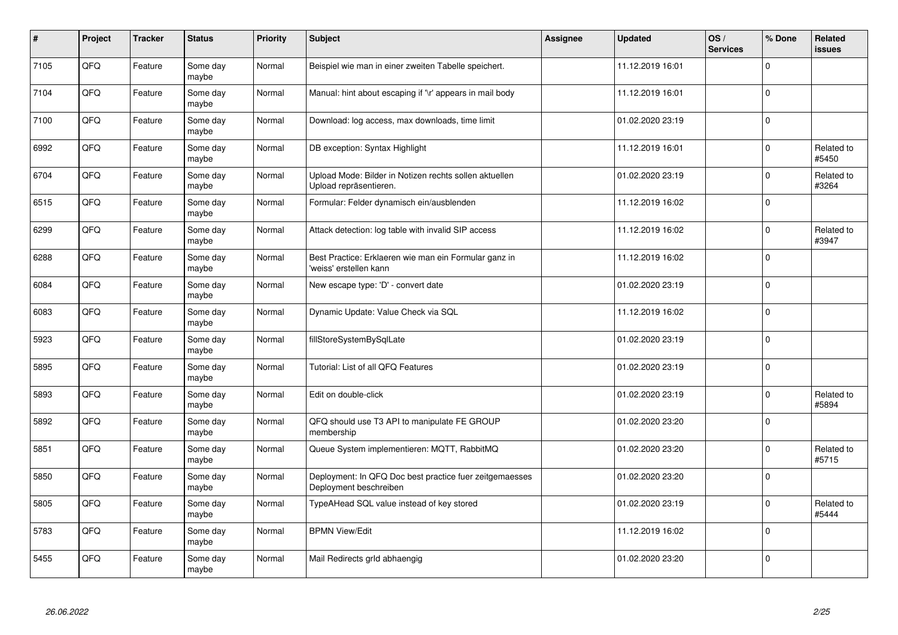| # | Project | Tracker | Status | Priority | Subject | Assignee | Updated | OS / Services | % Done | Related issues |
|---|---|---|---|---|---|---|---|---|---|---|
| 7105 | QFQ | Feature | Some day maybe | Normal | Beispiel wie man in einer zweiten Tabelle speichert. | | 11.12.2019 16:01 | | 0 | |
| 7104 | QFQ | Feature | Some day maybe | Normal | Manual: hint about escaping if '\r' appears in mail body | | 11.12.2019 16:01 | | 0 | |
| 7100 | QFQ | Feature | Some day maybe | Normal | Download: log access, max downloads, time limit | | 01.02.2020 23:19 | | 0 | |
| 6992 | QFQ | Feature | Some day maybe | Normal | DB exception: Syntax Highlight | | 11.12.2019 16:01 | | 0 | Related to #5450 |
| 6704 | QFQ | Feature | Some day maybe | Normal | Upload Mode: Bilder in Notizen rechts sollen aktuellen Upload repräsentieren. | | 01.02.2020 23:19 | | 0 | Related to #3264 |
| 6515 | QFQ | Feature | Some day maybe | Normal | Formular: Felder dynamisch ein/ausblenden | | 11.12.2019 16:02 | | 0 | |
| 6299 | QFQ | Feature | Some day maybe | Normal | Attack detection: log table with invalid SIP access | | 11.12.2019 16:02 | | 0 | Related to #3947 |
| 6288 | QFQ | Feature | Some day maybe | Normal | Best Practice: Erklaeren wie man ein Formular ganz in 'weiss' erstellen kann | | 11.12.2019 16:02 | | 0 | |
| 6084 | QFQ | Feature | Some day maybe | Normal | New escape type: 'D' - convert date | | 01.02.2020 23:19 | | 0 | |
| 6083 | QFQ | Feature | Some day maybe | Normal | Dynamic Update: Value Check via SQL | | 11.12.2019 16:02 | | 0 | |
| 5923 | QFQ | Feature | Some day maybe | Normal | fillStoreSystemBySqlLate | | 01.02.2020 23:19 | | 0 | |
| 5895 | QFQ | Feature | Some day maybe | Normal | Tutorial: List of all QFQ Features | | 01.02.2020 23:19 | | 0 | |
| 5893 | QFQ | Feature | Some day maybe | Normal | Edit on double-click | | 01.02.2020 23:19 | | 0 | Related to #5894 |
| 5892 | QFQ | Feature | Some day maybe | Normal | QFQ should use T3 API to manipulate FE GROUP membership | | 01.02.2020 23:20 | | 0 | |
| 5851 | QFQ | Feature | Some day maybe | Normal | Queue System implementieren: MQTT, RabbitMQ | | 01.02.2020 23:20 | | 0 | Related to #5715 |
| 5850 | QFQ | Feature | Some day maybe | Normal | Deployment: In QFQ Doc best practice fuer zeitgemaesses Deployment beschreiben | | 01.02.2020 23:20 | | 0 | |
| 5805 | QFQ | Feature | Some day maybe | Normal | TypeAHead SQL value instead of key stored | | 01.02.2020 23:19 | | 0 | Related to #5444 |
| 5783 | QFQ | Feature | Some day maybe | Normal | BPMN View/Edit | | 11.12.2019 16:02 | | 0 | |
| 5455 | QFQ | Feature | Some day maybe | Normal | Mail Redirects grId abhaengig | | 01.02.2020 23:20 | | 0 | |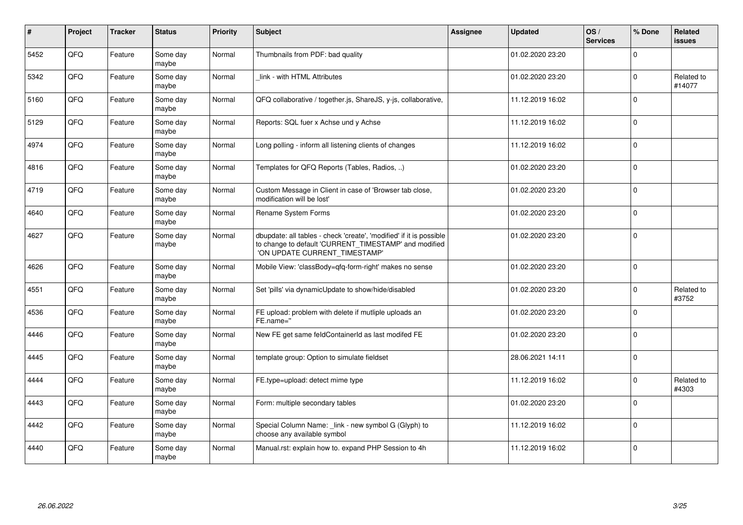| # | Project | Tracker | Status | Priority | Subject | Assignee | Updated | OS / Services | % Done | Related issues |
|---|---|---|---|---|---|---|---|---|---|---|
| 5452 | QFQ | Feature | Some day maybe | Normal | Thumbnails from PDF: bad quality | | 01.02.2020 23:20 | | 0 | |
| 5342 | QFQ | Feature | Some day maybe | Normal | _link - with HTML Attributes | | 01.02.2020 23:20 | | 0 | Related to #14077 |
| 5160 | QFQ | Feature | Some day maybe | Normal | QFQ collaborative / together.js, ShareJS, y-js, collaborative, | | 11.12.2019 16:02 | | 0 | |
| 5129 | QFQ | Feature | Some day maybe | Normal | Reports: SQL fuer x Achse und y Achse | | 11.12.2019 16:02 | | 0 | |
| 4974 | QFQ | Feature | Some day maybe | Normal | Long polling - inform all listening clients of changes | | 11.12.2019 16:02 | | 0 | |
| 4816 | QFQ | Feature | Some day maybe | Normal | Templates for QFQ Reports (Tables, Radios, ..) | | 01.02.2020 23:20 | | 0 | |
| 4719 | QFQ | Feature | Some day maybe | Normal | Custom Message in Client in case of 'Browser tab close, modification will be lost' | | 01.02.2020 23:20 | | 0 | |
| 4640 | QFQ | Feature | Some day maybe | Normal | Rename System Forms | | 01.02.2020 23:20 | | 0 | |
| 4627 | QFQ | Feature | Some day maybe | Normal | dbupdate: all tables - check 'create', 'modified' if it is possible to change to default 'CURRENT_TIMESTAMP' and modified 'ON UPDATE CURRENT_TIMESTAMP' | | 01.02.2020 23:20 | | 0 | |
| 4626 | QFQ | Feature | Some day maybe | Normal | Mobile View: 'classBody=qfq-form-right' makes no sense | | 01.02.2020 23:20 | | 0 | |
| 4551 | QFQ | Feature | Some day maybe | Normal | Set 'pills' via dynamicUpdate to show/hide/disabled | | 01.02.2020 23:20 | | 0 | Related to #3752 |
| 4536 | QFQ | Feature | Some day maybe | Normal | FE upload: problem with delete if mutliple uploads an FE.name='' | | 01.02.2020 23:20 | | 0 | |
| 4446 | QFQ | Feature | Some day maybe | Normal | New FE get same feldContainerId as last modifed FE | | 01.02.2020 23:20 | | 0 | |
| 4445 | QFQ | Feature | Some day maybe | Normal | template group: Option to simulate fieldset | | 28.06.2021 14:11 | | 0 | |
| 4444 | QFQ | Feature | Some day maybe | Normal | FE.type=upload: detect mime type | | 11.12.2019 16:02 | | 0 | Related to #4303 |
| 4443 | QFQ | Feature | Some day maybe | Normal | Form: multiple secondary tables | | 01.02.2020 23:20 | | 0 | |
| 4442 | QFQ | Feature | Some day maybe | Normal | Special Column Name: _link - new symbol G (Glyph) to choose any available symbol | | 11.12.2019 16:02 | | 0 | |
| 4440 | QFQ | Feature | Some day maybe | Normal | Manual.rst: explain how to. expand PHP Session to 4h | | 11.12.2019 16:02 | | 0 | |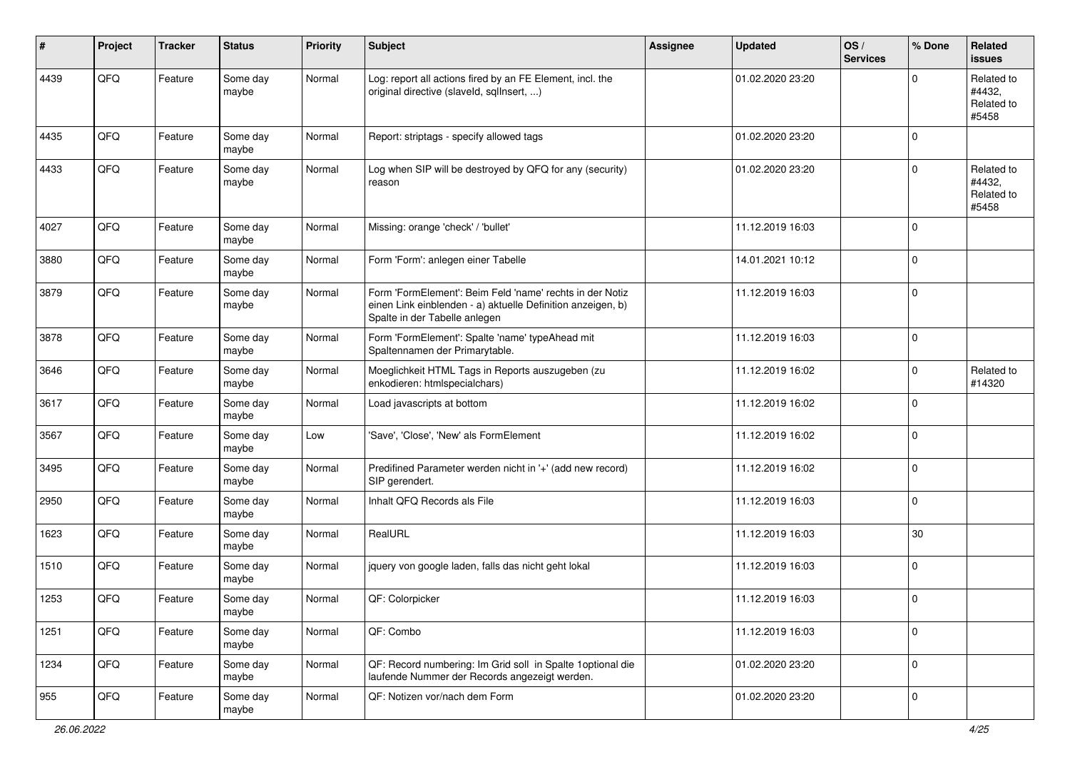| # | Project | Tracker | Status | Priority | Subject | Assignee | Updated | OS / Services | % Done | Related issues |
|---|---|---|---|---|---|---|---|---|---|---|
| 4439 | QFQ | Feature | Some day maybe | Normal | Log: report all actions fired by an FE Element, incl. the original directive (slaveId, sqlInsert, ...) | | 01.02.2020 23:20 | | 0 | Related to #4432, Related to #5458 |
| 4435 | QFQ | Feature | Some day maybe | Normal | Report: striptags - specify allowed tags | | 01.02.2020 23:20 | | 0 | |
| 4433 | QFQ | Feature | Some day maybe | Normal | Log when SIP will be destroyed by QFQ for any (security) reason | | 01.02.2020 23:20 | | 0 | Related to #4432, Related to #5458 |
| 4027 | QFQ | Feature | Some day maybe | Normal | Missing: orange 'check' / 'bullet' | | 11.12.2019 16:03 | | 0 | |
| 3880 | QFQ | Feature | Some day maybe | Normal | Form 'Form': anlegen einer Tabelle | | 14.01.2021 10:12 | | 0 | |
| 3879 | QFQ | Feature | Some day maybe | Normal | Form 'FormElement': Beim Feld 'name' rechts in der Notiz einen Link einblenden - a) aktuelle Definition anzeigen, b) Spalte in der Tabelle anlegen | | 11.12.2019 16:03 | | 0 | |
| 3878 | QFQ | Feature | Some day maybe | Normal | Form 'FormElement': Spalte 'name' typeAhead mit Spaltennamen der Primarytable. | | 11.12.2019 16:03 | | 0 | |
| 3646 | QFQ | Feature | Some day maybe | Normal | Moeglichkeit HTML Tags in Reports auszugeben (zu enkodieren: htmlspecialchars) | | 11.12.2019 16:02 | | 0 | Related to #14320 |
| 3617 | QFQ | Feature | Some day maybe | Normal | Load javascripts at bottom | | 11.12.2019 16:02 | | 0 | |
| 3567 | QFQ | Feature | Some day maybe | Low | 'Save', 'Close', 'New' als FormElement | | 11.12.2019 16:02 | | 0 | |
| 3495 | QFQ | Feature | Some day maybe | Normal | Predifined Parameter werden nicht in '+' (add new record) SIP gerendert. | | 11.12.2019 16:02 | | 0 | |
| 2950 | QFQ | Feature | Some day maybe | Normal | Inhalt QFQ Records als File | | 11.12.2019 16:03 | | 0 | |
| 1623 | QFQ | Feature | Some day maybe | Normal | RealURL | | 11.12.2019 16:03 | | 30 | |
| 1510 | QFQ | Feature | Some day maybe | Normal | jquery von google laden, falls das nicht geht lokal | | 11.12.2019 16:03 | | 0 | |
| 1253 | QFQ | Feature | Some day maybe | Normal | QF: Colorpicker | | 11.12.2019 16:03 | | 0 | |
| 1251 | QFQ | Feature | Some day maybe | Normal | QF: Combo | | 11.12.2019 16:03 | | 0 | |
| 1234 | QFQ | Feature | Some day maybe | Normal | QF: Record numbering: Im Grid soll in Spalte 1optional die laufende Nummer der Records angezeigt werden. | | 01.02.2020 23:20 | | 0 | |
| 955 | QFQ | Feature | Some day maybe | Normal | QF: Notizen vor/nach dem Form | | 01.02.2020 23:20 | | 0 | |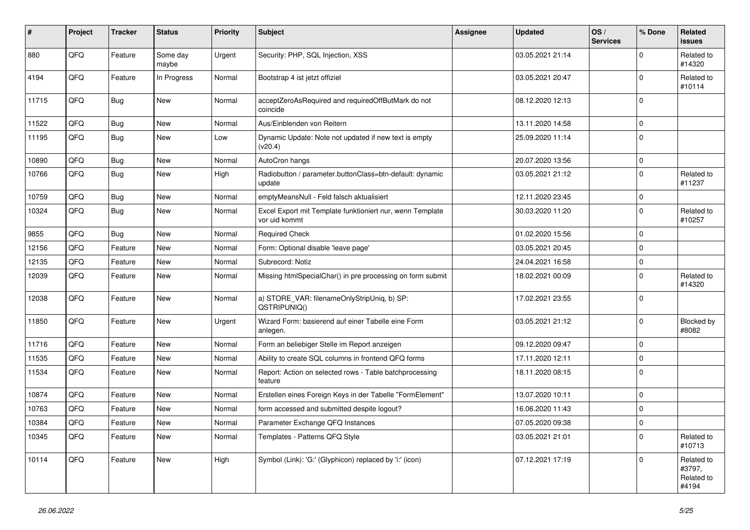| # | Project | Tracker | Status | Priority | Subject | Assignee | Updated | OS / Services | % Done | Related issues |
|---|---|---|---|---|---|---|---|---|---|---|
| 880 | QFQ | Feature | Some day maybe | Urgent | Security: PHP, SQL Injection, XSS | | 03.05.2021 21:14 | | 0 | Related to #14320 |
| 4194 | QFQ | Feature | In Progress | Normal | Bootstrap 4 ist jetzt offiziel | | 03.05.2021 20:47 | | 0 | Related to #10114 |
| 11715 | QFQ | Bug | New | Normal | acceptZeroAsRequired and requiredOffButMark do not coincide | | 08.12.2020 12:13 | | 0 | |
| 11522 | QFQ | Bug | New | Normal | Aus/Einblenden von Reitern | | 13.11.2020 14:58 | | 0 | |
| 11195 | QFQ | Bug | New | Low | Dynamic Update: Note not updated if new text is empty (v20.4) | | 25.09.2020 11:14 | | 0 | |
| 10890 | QFQ | Bug | New | Normal | AutoCron hangs | | 20.07.2020 13:56 | | 0 | |
| 10766 | QFQ | Bug | New | High | Radiobutton / parameter.buttonClass=btn-default: dynamic update | | 03.05.2021 21:12 | | 0 | Related to #11237 |
| 10759 | QFQ | Bug | New | Normal | emptyMeansNull - Feld falsch aktualisiert | | 12.11.2020 23:45 | | 0 | |
| 10324 | QFQ | Bug | New | Normal | Excel Export mit Template funktioniert nur, wenn Template vor uid kommt | | 30.03.2020 11:20 | | 0 | Related to #10257 |
| 9855 | QFQ | Bug | New | Normal | Required Check | | 01.02.2020 15:56 | | 0 | |
| 12156 | QFQ | Feature | New | Normal | Form: Optional disable 'leave page' | | 03.05.2021 20:45 | | 0 | |
| 12135 | QFQ | Feature | New | Normal | Subrecord: Notiz | | 24.04.2021 16:58 | | 0 | |
| 12039 | QFQ | Feature | New | Normal | Missing htmlSpecialChar() in pre processing on form submit | | 18.02.2021 00:09 | | 0 | Related to #14320 |
| 12038 | QFQ | Feature | New | Normal | a) STORE_VAR: filenameOnlyStripUniq, b) SP: QSTRIPUNIQ() | | 17.02.2021 23:55 | | 0 | |
| 11850 | QFQ | Feature | New | Urgent | Wizard Form: basierend auf einer Tabelle eine Form anlegen. | | 03.05.2021 21:12 | | 0 | Blocked by #8082 |
| 11716 | QFQ | Feature | New | Normal | Form an beliebiger Stelle im Report anzeigen | | 09.12.2020 09:47 | | 0 | |
| 11535 | QFQ | Feature | New | Normal | Ability to create SQL columns in frontend QFQ forms | | 17.11.2020 12:11 | | 0 | |
| 11534 | QFQ | Feature | New | Normal | Report: Action on selected rows - Table batchprocessing feature | | 18.11.2020 08:15 | | 0 | |
| 10874 | QFQ | Feature | New | Normal | Erstellen eines Foreign Keys in der Tabelle "FormElement" | | 13.07.2020 10:11 | | 0 | |
| 10763 | QFQ | Feature | New | Normal | form accessed and submitted despite logout? | | 16.06.2020 11:43 | | 0 | |
| 10384 | QFQ | Feature | New | Normal | Parameter Exchange QFQ Instances | | 07.05.2020 09:38 | | 0 | |
| 10345 | QFQ | Feature | New | Normal | Templates - Patterns QFQ Style | | 03.05.2021 21:01 | | 0 | Related to #10713 |
| 10114 | QFQ | Feature | New | High | Symbol (Link): 'G:' (Glyphicon) replaced by 'i:' (icon) | | 07.12.2021 17:19 | | 0 | Related to #3797, Related to #4194 |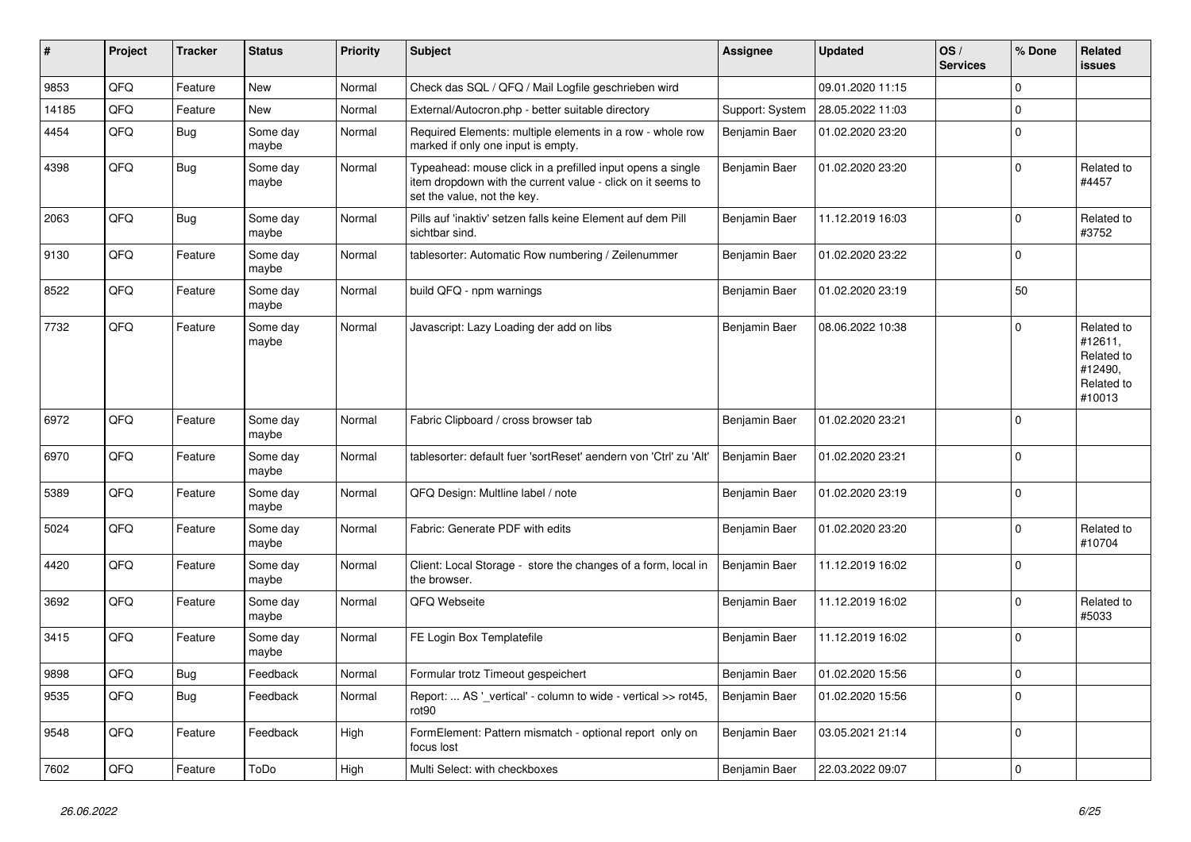| # | Project | Tracker | Status | Priority | Subject | Assignee | Updated | OS / Services | % Done | Related issues |
|---|---|---|---|---|---|---|---|---|---|---|
| 9853 | QFQ | Feature | New | Normal | Check das SQL / QFQ / Mail Logfile geschrieben wird | | 09.01.2020 11:15 | | 0 | |
| 14185 | QFQ | Feature | New | Normal | External/Autocron.php - better suitable directory | Support: System | 28.05.2022 11:03 | | 0 | |
| 4454 | QFQ | Bug | Some day maybe | Normal | Required Elements: multiple elements in a row - whole row marked if only one input is empty. | Benjamin Baer | 01.02.2020 23:20 | | 0 | |
| 4398 | QFQ | Bug | Some day maybe | Normal | Typeahead: mouse click in a prefilled input opens a single item dropdown with the current value - click on it seems to set the value, not the key. | Benjamin Baer | 01.02.2020 23:20 | | 0 | Related to #4457 |
| 2063 | QFQ | Bug | Some day maybe | Normal | Pills auf 'inaktiv' setzen falls keine Element auf dem Pill sichtbar sind. | Benjamin Baer | 11.12.2019 16:03 | | 0 | Related to #3752 |
| 9130 | QFQ | Feature | Some day maybe | Normal | tablesorter: Automatic Row numbering / Zeilenummer | Benjamin Baer | 01.02.2020 23:22 | | 0 | |
| 8522 | QFQ | Feature | Some day maybe | Normal | build QFQ - npm warnings | Benjamin Baer | 01.02.2020 23:19 | | 50 | |
| 7732 | QFQ | Feature | Some day maybe | Normal | Javascript: Lazy Loading der add on libs | Benjamin Baer | 08.06.2022 10:38 | | 0 | Related to #12611, Related to #12490, Related to #10013 |
| 6972 | QFQ | Feature | Some day maybe | Normal | Fabric Clipboard / cross browser tab | Benjamin Baer | 01.02.2020 23:21 | | 0 | |
| 6970 | QFQ | Feature | Some day maybe | Normal | tablesorter: default fuer 'sortReset' aendern von 'Ctrl' zu 'Alt' | Benjamin Baer | 01.02.2020 23:21 | | 0 | |
| 5389 | QFQ | Feature | Some day maybe | Normal | QFQ Design: Multline label / note | Benjamin Baer | 01.02.2020 23:19 | | 0 | |
| 5024 | QFQ | Feature | Some day maybe | Normal | Fabric: Generate PDF with edits | Benjamin Baer | 01.02.2020 23:20 | | 0 | Related to #10704 |
| 4420 | QFQ | Feature | Some day maybe | Normal | Client: Local Storage - store the changes of a form, local in the browser. | Benjamin Baer | 11.12.2019 16:02 | | 0 | |
| 3692 | QFQ | Feature | Some day maybe | Normal | QFQ Webseite | Benjamin Baer | 11.12.2019 16:02 | | 0 | Related to #5033 |
| 3415 | QFQ | Feature | Some day maybe | Normal | FE Login Box Templatefile | Benjamin Baer | 11.12.2019 16:02 | | 0 | |
| 9898 | QFQ | Bug | Feedback | Normal | Formular trotz Timeout gespeichert | Benjamin Baer | 01.02.2020 15:56 | | 0 | |
| 9535 | QFQ | Bug | Feedback | Normal | Report: ... AS '_vertical' - column to wide - vertical >> rot45, rot90 | Benjamin Baer | 01.02.2020 15:56 | | 0 | |
| 9548 | QFQ | Feature | Feedback | High | FormElement: Pattern mismatch - optional report only on focus lost | Benjamin Baer | 03.05.2021 21:14 | | 0 | |
| 7602 | QFQ | Feature | ToDo | High | Multi Select: with checkboxes | Benjamin Baer | 22.03.2022 09:07 | | 0 | |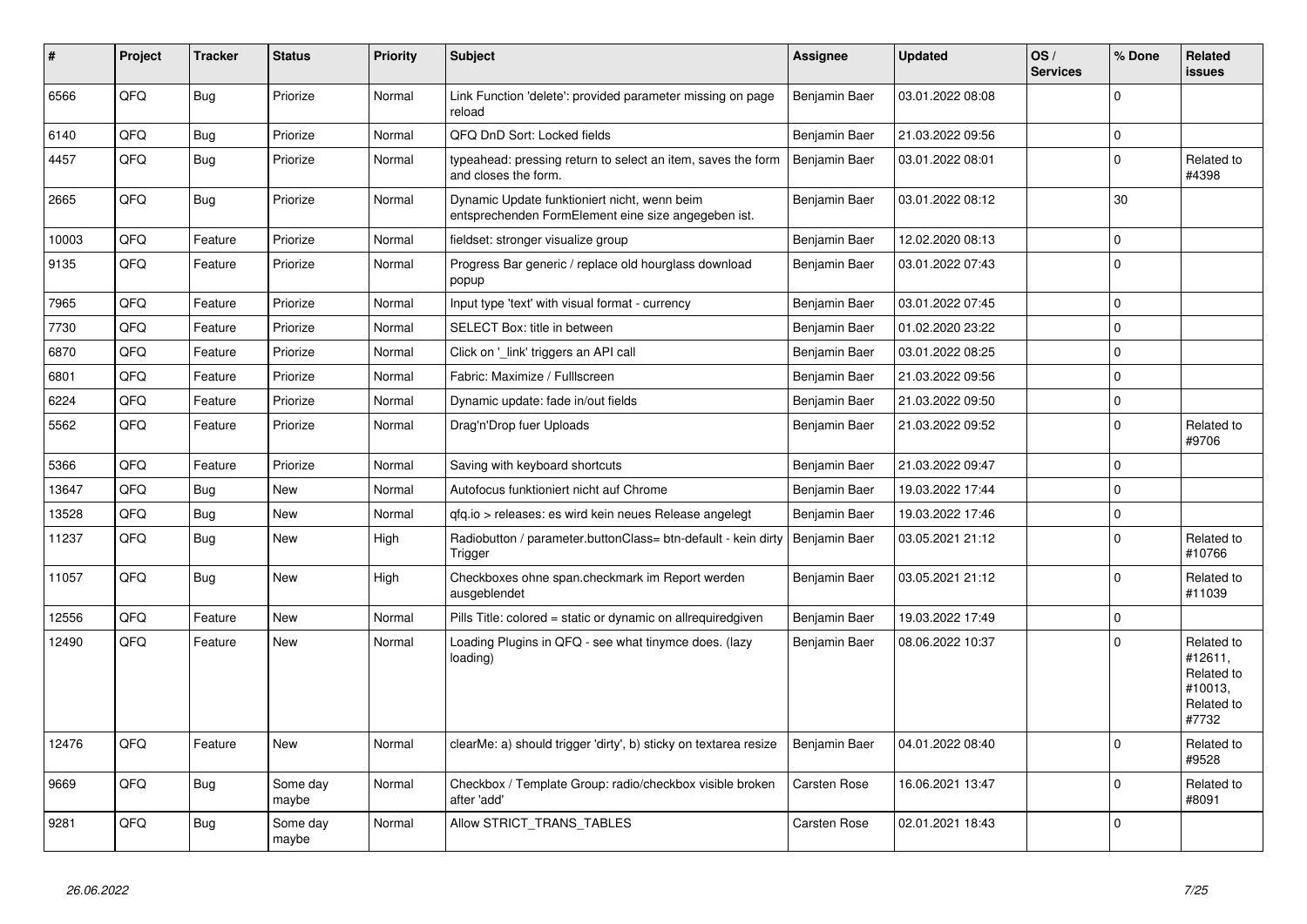| # | Project | Tracker | Status | Priority | Subject | Assignee | Updated | OS / Services | % Done | Related issues |
|---|---|---|---|---|---|---|---|---|---|---|
| 6566 | QFQ | Bug | Priorize | Normal | Link Function 'delete': provided parameter missing on page reload | Benjamin Baer | 03.01.2022 08:08 | | 0 | |
| 6140 | QFQ | Bug | Priorize | Normal | QFQ DnD Sort: Locked fields | Benjamin Baer | 21.03.2022 09:56 | | 0 | |
| 4457 | QFQ | Bug | Priorize | Normal | typeahead: pressing return to select an item, saves the form and closes the form. | Benjamin Baer | 03.01.2022 08:01 | | 0 | Related to #4398 |
| 2665 | QFQ | Bug | Priorize | Normal | Dynamic Update funktioniert nicht, wenn beim entsprechenden FormElement eine size angegeben ist. | Benjamin Baer | 03.01.2022 08:12 | | 30 | |
| 10003 | QFQ | Feature | Priorize | Normal | fieldset: stronger visualize group | Benjamin Baer | 12.02.2020 08:13 | | 0 | |
| 9135 | QFQ | Feature | Priorize | Normal | Progress Bar generic / replace old hourglass download popup | Benjamin Baer | 03.01.2022 07:43 | | 0 | |
| 7965 | QFQ | Feature | Priorize | Normal | Input type 'text' with visual format - currency | Benjamin Baer | 03.01.2022 07:45 | | 0 | |
| 7730 | QFQ | Feature | Priorize | Normal | SELECT Box: title in between | Benjamin Baer | 01.02.2020 23:22 | | 0 | |
| 6870 | QFQ | Feature | Priorize | Normal | Click on '_link' triggers an API call | Benjamin Baer | 03.01.2022 08:25 | | 0 | |
| 6801 | QFQ | Feature | Priorize | Normal | Fabric: Maximize / FullIscreen | Benjamin Baer | 21.03.2022 09:56 | | 0 | |
| 6224 | QFQ | Feature | Priorize | Normal | Dynamic update: fade in/out fields | Benjamin Baer | 21.03.2022 09:50 | | 0 | |
| 5562 | QFQ | Feature | Priorize | Normal | Drag'n'Drop fuer Uploads | Benjamin Baer | 21.03.2022 09:52 | | 0 | Related to #9706 |
| 5366 | QFQ | Feature | Priorize | Normal | Saving with keyboard shortcuts | Benjamin Baer | 21.03.2022 09:47 | | 0 | |
| 13647 | QFQ | Bug | New | Normal | Autofocus funktioniert nicht auf Chrome | Benjamin Baer | 19.03.2022 17:44 | | 0 | |
| 13528 | QFQ | Bug | New | Normal | qfq.io > releases: es wird kein neues Release angelegt | Benjamin Baer | 19.03.2022 17:46 | | 0 | |
| 11237 | QFQ | Bug | New | High | Radiobutton / parameter.buttonClass= btn-default - kein dirty Trigger | Benjamin Baer | 03.05.2021 21:12 | | 0 | Related to #10766 |
| 11057 | QFQ | Bug | New | High | Checkboxes ohne span.checkmark im Report werden ausgeblendet | Benjamin Baer | 03.05.2021 21:12 | | 0 | Related to #11039 |
| 12556 | QFQ | Feature | New | Normal | Pills Title: colored = static or dynamic on allrequiredgiven | Benjamin Baer | 19.03.2022 17:49 | | 0 | |
| 12490 | QFQ | Feature | New | Normal | Loading Plugins in QFQ - see what tinymce does. (lazy loading) | Benjamin Baer | 08.06.2022 10:37 | | 0 | Related to #12611, Related to #10013, Related to #7732 |
| 12476 | QFQ | Feature | New | Normal | clearMe: a) should trigger 'dirty', b) sticky on textarea resize | Benjamin Baer | 04.01.2022 08:40 | | 0 | Related to #9528 |
| 9669 | QFQ | Bug | Some day maybe | Normal | Checkbox / Template Group: radio/checkbox visible broken after 'add' | Carsten Rose | 16.06.2021 13:47 | | 0 | Related to #8091 |
| 9281 | QFQ | Bug | Some day maybe | Normal | Allow STRICT_TRANS_TABLES | Carsten Rose | 02.01.2021 18:43 | | 0 | |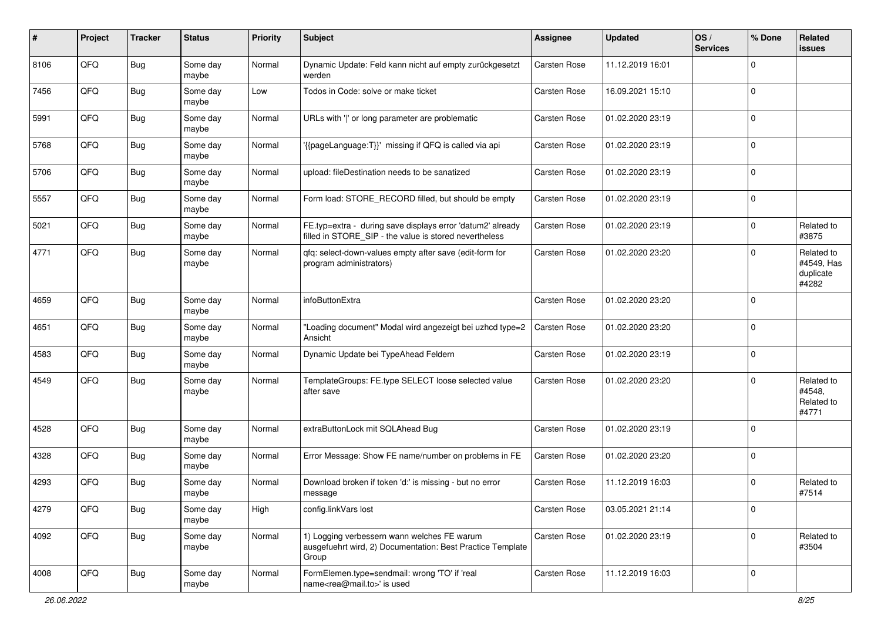| # | Project | Tracker | Status | Priority | Subject | Assignee | Updated | OS / Services | % Done | Related issues |
|---|---|---|---|---|---|---|---|---|---|---|
| 8106 | QFQ | Bug | Some day maybe | Normal | Dynamic Update: Feld kann nicht auf empty zurückgesetzt werden | Carsten Rose | 11.12.2019 16:01 | | 0 | |
| 7456 | QFQ | Bug | Some day maybe | Low | Todos in Code: solve or make ticket | Carsten Rose | 16.09.2021 15:10 | | 0 | |
| 5991 | QFQ | Bug | Some day maybe | Normal | URLs with '\|' or long parameter are problematic | Carsten Rose | 01.02.2020 23:19 | | 0 | |
| 5768 | QFQ | Bug | Some day maybe | Normal | '{{pageLanguage:T}}' missing if QFQ is called via api | Carsten Rose | 01.02.2020 23:19 | | 0 | |
| 5706 | QFQ | Bug | Some day maybe | Normal | upload: fileDestination needs to be sanatized | Carsten Rose | 01.02.2020 23:19 | | 0 | |
| 5557 | QFQ | Bug | Some day maybe | Normal | Form load: STORE_RECORD filled, but should be empty | Carsten Rose | 01.02.2020 23:19 | | 0 | |
| 5021 | QFQ | Bug | Some day maybe | Normal | FE.typ=extra - during save displays error 'datum2' already filled in STORE_SIP - the value is stored nevertheless | Carsten Rose | 01.02.2020 23:19 | | 0 | Related to #3875 |
| 4771 | QFQ | Bug | Some day maybe | Normal | qfq: select-down-values empty after save (edit-form for program administrators) | Carsten Rose | 01.02.2020 23:20 | | 0 | Related to #4549, Has duplicate #4282 |
| 4659 | QFQ | Bug | Some day maybe | Normal | infoButtonExtra | Carsten Rose | 01.02.2020 23:20 | | 0 | |
| 4651 | QFQ | Bug | Some day maybe | Normal | "Loading document" Modal wird angezeigt bei uzhcd type=2 Ansicht | Carsten Rose | 01.02.2020 23:20 | | 0 | |
| 4583 | QFQ | Bug | Some day maybe | Normal | Dynamic Update bei TypeAhead Feldern | Carsten Rose | 01.02.2020 23:19 | | 0 | |
| 4549 | QFQ | Bug | Some day maybe | Normal | TemplateGroups: FE.type SELECT loose selected value after save | Carsten Rose | 01.02.2020 23:20 | | 0 | Related to #4548, Related to #4771 |
| 4528 | QFQ | Bug | Some day maybe | Normal | extraButtonLock mit SQLAhead Bug | Carsten Rose | 01.02.2020 23:19 | | 0 | |
| 4328 | QFQ | Bug | Some day maybe | Normal | Error Message: Show FE name/number on problems in FE | Carsten Rose | 01.02.2020 23:20 | | 0 | |
| 4293 | QFQ | Bug | Some day maybe | Normal | Download broken if token 'd:' is missing - but no error message | Carsten Rose | 11.12.2019 16:03 | | 0 | Related to #7514 |
| 4279 | QFQ | Bug | Some day maybe | High | config.linkVars lost | Carsten Rose | 03.05.2021 21:14 | | 0 | |
| 4092 | QFQ | Bug | Some day maybe | Normal | 1) Logging verbessern wann welches FE warum ausgefuehrt wird, 2) Documentation: Best Practice Template Group | Carsten Rose | 01.02.2020 23:19 | | 0 | Related to #3504 |
| 4008 | QFQ | Bug | Some day maybe | Normal | FormElemen.type=sendmail: wrong 'TO' if 'real name<rea@mail.to>' is used | Carsten Rose | 11.12.2019 16:03 | | 0 | |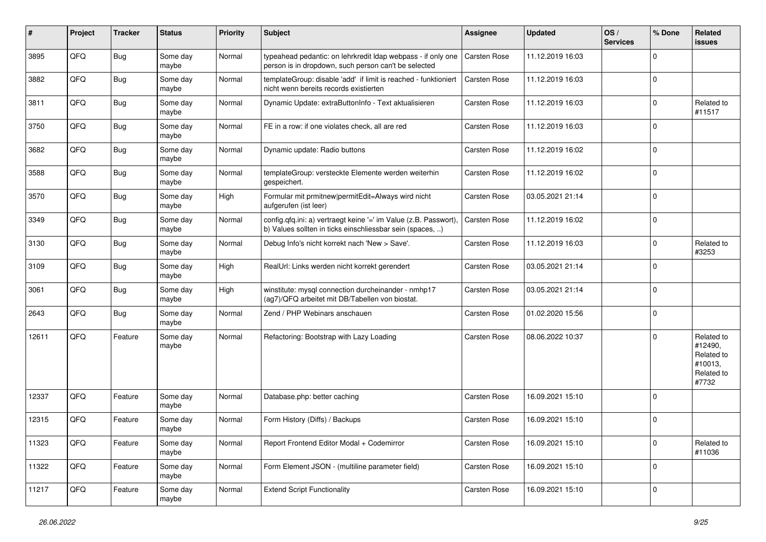| # | Project | Tracker | Status | Priority | Subject | Assignee | Updated | OS / Services | % Done | Related issues |
|---|---|---|---|---|---|---|---|---|---|---|
| 3895 | QFQ | Bug | Some day maybe | Normal | typeahead pedantic: on lehrkredit ldap webpass - if only one person is in dropdown, such person can't be selected | Carsten Rose | 11.12.2019 16:03 | | 0 | |
| 3882 | QFQ | Bug | Some day maybe | Normal | templateGroup: disable 'add' if limit is reached - funktioniert nicht wenn bereits records existierten | Carsten Rose | 11.12.2019 16:03 | | 0 | |
| 3811 | QFQ | Bug | Some day maybe | Normal | Dynamic Update: extraButtonInfo - Text aktualisieren | Carsten Rose | 11.12.2019 16:03 | | 0 | Related to #11517 |
| 3750 | QFQ | Bug | Some day maybe | Normal | FE in a row: if one violates check, all are red | Carsten Rose | 11.12.2019 16:03 | | 0 | |
| 3682 | QFQ | Bug | Some day maybe | Normal | Dynamic update: Radio buttons | Carsten Rose | 11.12.2019 16:02 | | 0 | |
| 3588 | QFQ | Bug | Some day maybe | Normal | templateGroup: versteckte Elemente werden weiterhin gespeichert. | Carsten Rose | 11.12.2019 16:02 | | 0 | |
| 3570 | QFQ | Bug | Some day maybe | High | Formular mit prmitnew\|permitEdit=Always wird nicht aufgerufen (ist leer) | Carsten Rose | 03.05.2021 21:14 | | 0 | |
| 3349 | QFQ | Bug | Some day maybe | Normal | config.qfq.ini: a) vertraegt keine '=' im Value (z.B. Passwort), b) Values sollten in ticks einschliessbar sein (spaces, ..) | Carsten Rose | 11.12.2019 16:02 | | 0 | |
| 3130 | QFQ | Bug | Some day maybe | Normal | Debug Info's nicht korrekt nach 'New > Save'. | Carsten Rose | 11.12.2019 16:03 | | 0 | Related to #3253 |
| 3109 | QFQ | Bug | Some day maybe | High | RealUrl: Links werden nicht korrekt gerendert | Carsten Rose | 03.05.2021 21:14 | | 0 | |
| 3061 | QFQ | Bug | Some day maybe | High | winstitute: mysql connection durcheinander - nmhp17 (ag7)/QFQ arbeitet mit DB/Tabellen von biostat. | Carsten Rose | 03.05.2021 21:14 | | 0 | |
| 2643 | QFQ | Bug | Some day maybe | Normal | Zend / PHP Webinars anschauen | Carsten Rose | 01.02.2020 15:56 | | 0 | |
| 12611 | QFQ | Feature | Some day maybe | Normal | Refactoring: Bootstrap with Lazy Loading | Carsten Rose | 08.06.2022 10:37 | | 0 | Related to #12490, Related to #10013, Related to #7732 |
| 12337 | QFQ | Feature | Some day maybe | Normal | Database.php: better caching | Carsten Rose | 16.09.2021 15:10 | | 0 | |
| 12315 | QFQ | Feature | Some day maybe | Normal | Form History (Diffs) / Backups | Carsten Rose | 16.09.2021 15:10 | | 0 | |
| 11323 | QFQ | Feature | Some day maybe | Normal | Report Frontend Editor Modal + Codemirror | Carsten Rose | 16.09.2021 15:10 | | 0 | Related to #11036 |
| 11322 | QFQ | Feature | Some day maybe | Normal | Form Element JSON - (multiline parameter field) | Carsten Rose | 16.09.2021 15:10 | | 0 | |
| 11217 | QFQ | Feature | Some day maybe | Normal | Extend Script Functionality | Carsten Rose | 16.09.2021 15:10 | | 0 | |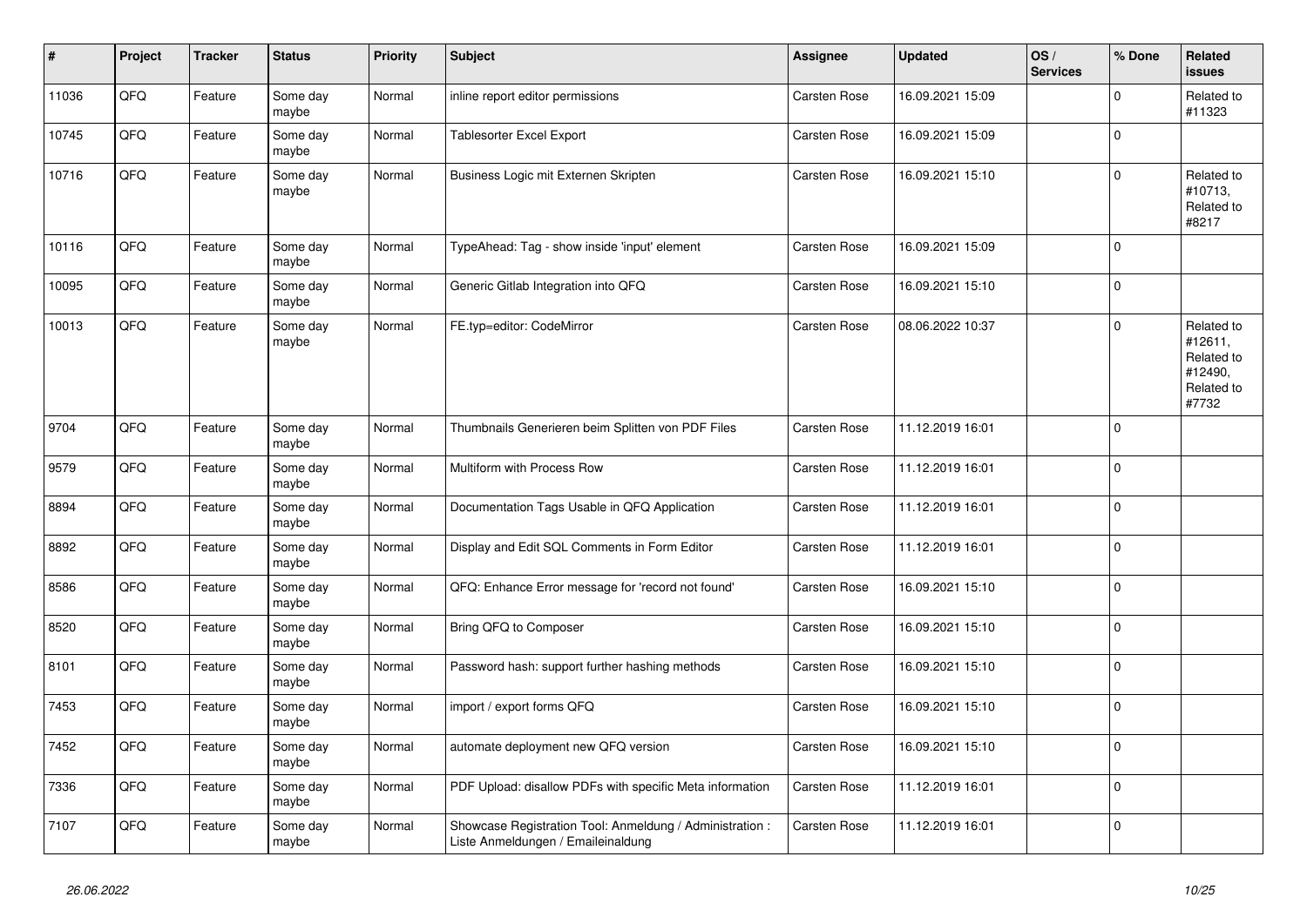| # | Project | Tracker | Status | Priority | Subject | Assignee | Updated | OS / Services | % Done | Related issues |
|---|---|---|---|---|---|---|---|---|---|---|
| 11036 | QFQ | Feature | Some day maybe | Normal | inline report editor permissions | Carsten Rose | 16.09.2021 15:09 | | 0 | Related to #11323 |
| 10745 | QFQ | Feature | Some day maybe | Normal | Tablesorter Excel Export | Carsten Rose | 16.09.2021 15:09 | | 0 | |
| 10716 | QFQ | Feature | Some day maybe | Normal | Business Logic mit Externen Skripten | Carsten Rose | 16.09.2021 15:10 | | 0 | Related to #10713, Related to #8217 |
| 10116 | QFQ | Feature | Some day maybe | Normal | TypeAhead: Tag - show inside 'input' element | Carsten Rose | 16.09.2021 15:09 | | 0 | |
| 10095 | QFQ | Feature | Some day maybe | Normal | Generic Gitlab Integration into QFQ | Carsten Rose | 16.09.2021 15:10 | | 0 | |
| 10013 | QFQ | Feature | Some day maybe | Normal | FE.typ=editor: CodeMirror | Carsten Rose | 08.06.2022 10:37 | | 0 | Related to #12611, Related to #12490, Related to #7732 |
| 9704 | QFQ | Feature | Some day maybe | Normal | Thumbnails Generieren beim Splitten von PDF Files | Carsten Rose | 11.12.2019 16:01 | | 0 | |
| 9579 | QFQ | Feature | Some day maybe | Normal | Multiform with Process Row | Carsten Rose | 11.12.2019 16:01 | | 0 | |
| 8894 | QFQ | Feature | Some day maybe | Normal | Documentation Tags Usable in QFQ Application | Carsten Rose | 11.12.2019 16:01 | | 0 | |
| 8892 | QFQ | Feature | Some day maybe | Normal | Display and Edit SQL Comments in Form Editor | Carsten Rose | 11.12.2019 16:01 | | 0 | |
| 8586 | QFQ | Feature | Some day maybe | Normal | QFQ: Enhance Error message for 'record not found' | Carsten Rose | 16.09.2021 15:10 | | 0 | |
| 8520 | QFQ | Feature | Some day maybe | Normal | Bring QFQ to Composer | Carsten Rose | 16.09.2021 15:10 | | 0 | |
| 8101 | QFQ | Feature | Some day maybe | Normal | Password hash: support further hashing methods | Carsten Rose | 16.09.2021 15:10 | | 0 | |
| 7453 | QFQ | Feature | Some day maybe | Normal | import / export forms QFQ | Carsten Rose | 16.09.2021 15:10 | | 0 | |
| 7452 | QFQ | Feature | Some day maybe | Normal | automate deployment new QFQ version | Carsten Rose | 16.09.2021 15:10 | | 0 | |
| 7336 | QFQ | Feature | Some day maybe | Normal | PDF Upload: disallow PDFs with specific Meta information | Carsten Rose | 11.12.2019 16:01 | | 0 | |
| 7107 | QFQ | Feature | Some day maybe | Normal | Showcase Registration Tool: Anmeldung / Administration : Liste Anmeldungen / Emaileinaldung | Carsten Rose | 11.12.2019 16:01 | | 0 | |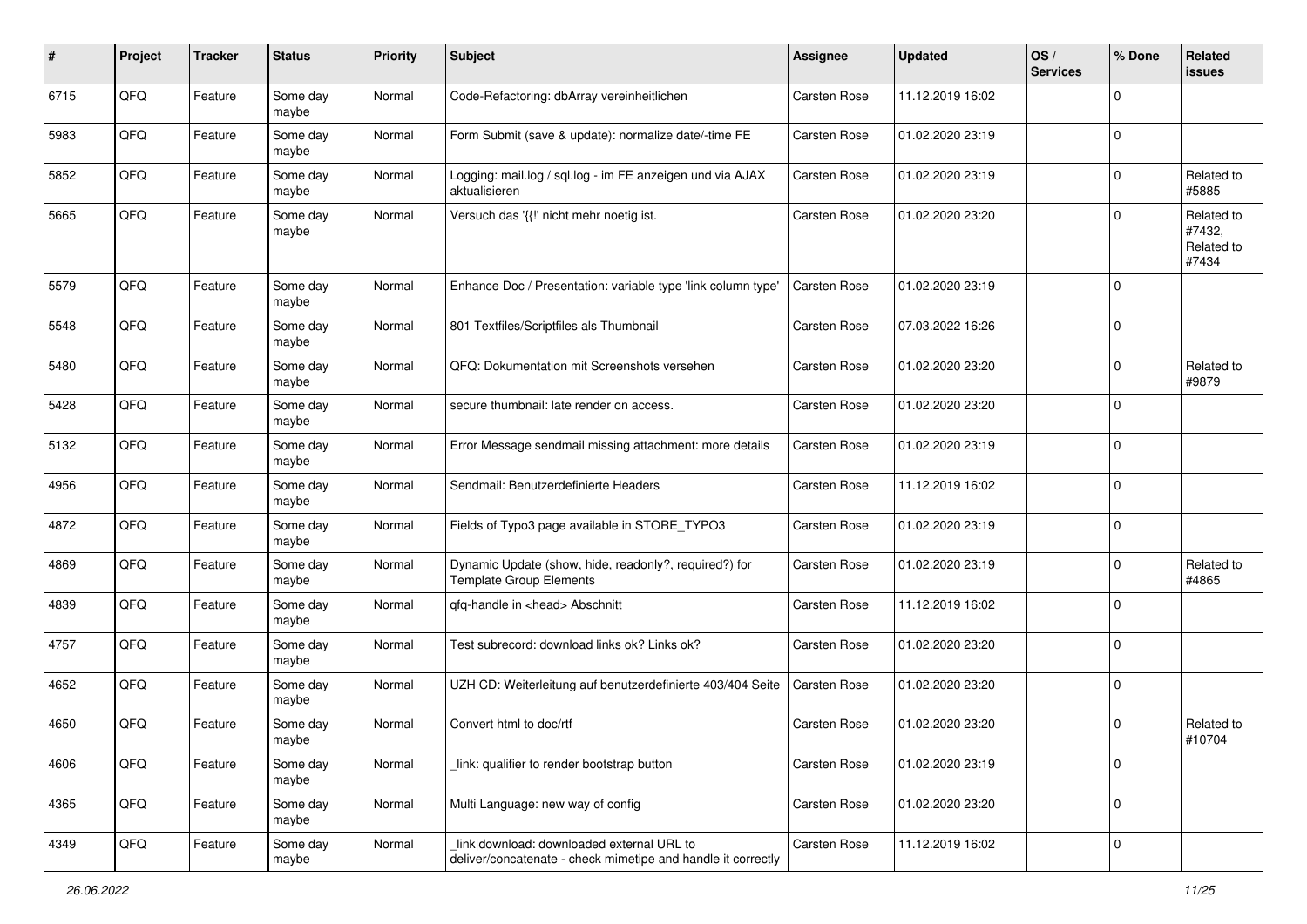| # | Project | Tracker | Status | Priority | Subject | Assignee | Updated | OS / Services | % Done | Related issues |
|---|---|---|---|---|---|---|---|---|---|---|
| 6715 | QFQ | Feature | Some day maybe | Normal | Code-Refactoring: dbArray vereinheitlichen | Carsten Rose | 11.12.2019 16:02 | | 0 | |
| 5983 | QFQ | Feature | Some day maybe | Normal | Form Submit (save & update): normalize date/-time FE | Carsten Rose | 01.02.2020 23:19 | | 0 | |
| 5852 | QFQ | Feature | Some day maybe | Normal | Logging: mail.log / sql.log - im FE anzeigen und via AJAX aktualisieren | Carsten Rose | 01.02.2020 23:19 | | 0 | Related to #5885 |
| 5665 | QFQ | Feature | Some day maybe | Normal | Versuch das '{{!' nicht mehr noetig ist. | Carsten Rose | 01.02.2020 23:20 | | 0 | Related to #7432, Related to #7434 |
| 5579 | QFQ | Feature | Some day maybe | Normal | Enhance Doc / Presentation: variable type 'link column type' | Carsten Rose | 01.02.2020 23:19 | | 0 | |
| 5548 | QFQ | Feature | Some day maybe | Normal | 801 Textfiles/Scriptfiles als Thumbnail | Carsten Rose | 07.03.2022 16:26 | | 0 | |
| 5480 | QFQ | Feature | Some day maybe | Normal | QFQ: Dokumentation mit Screenshots versehen | Carsten Rose | 01.02.2020 23:20 | | 0 | Related to #9879 |
| 5428 | QFQ | Feature | Some day maybe | Normal | secure thumbnail: late render on access. | Carsten Rose | 01.02.2020 23:20 | | 0 | |
| 5132 | QFQ | Feature | Some day maybe | Normal | Error Message sendmail missing attachment: more details | Carsten Rose | 01.02.2020 23:19 | | 0 | |
| 4956 | QFQ | Feature | Some day maybe | Normal | Sendmail: Benutzerdefinierte Headers | Carsten Rose | 11.12.2019 16:02 | | 0 | |
| 4872 | QFQ | Feature | Some day maybe | Normal | Fields of Typo3 page available in STORE_TYPO3 | Carsten Rose | 01.02.2020 23:19 | | 0 | |
| 4869 | QFQ | Feature | Some day maybe | Normal | Dynamic Update (show, hide, readonly?, required?) for Template Group Elements | Carsten Rose | 01.02.2020 23:19 | | 0 | Related to #4865 |
| 4839 | QFQ | Feature | Some day maybe | Normal | qfq-handle in <head> Abschnitt | Carsten Rose | 11.12.2019 16:02 | | 0 | |
| 4757 | QFQ | Feature | Some day maybe | Normal | Test subrecord: download links ok? Links ok? | Carsten Rose | 01.02.2020 23:20 | | 0 | |
| 4652 | QFQ | Feature | Some day maybe | Normal | UZH CD: Weiterleitung auf benutzerdefinierte 403/404 Seite | Carsten Rose | 01.02.2020 23:20 | | 0 | |
| 4650 | QFQ | Feature | Some day maybe | Normal | Convert html to doc/rtf | Carsten Rose | 01.02.2020 23:20 | | 0 | Related to #10704 |
| 4606 | QFQ | Feature | Some day maybe | Normal | _link: qualifier to render bootstrap button | Carsten Rose | 01.02.2020 23:19 | | 0 | |
| 4365 | QFQ | Feature | Some day maybe | Normal | Multi Language: new way of config | Carsten Rose | 01.02.2020 23:20 | | 0 | |
| 4349 | QFQ | Feature | Some day maybe | Normal | _link\|download: downloaded external URL to deliver/concatenate - check mimetipe and handle it correctly | Carsten Rose | 11.12.2019 16:02 | | 0 | |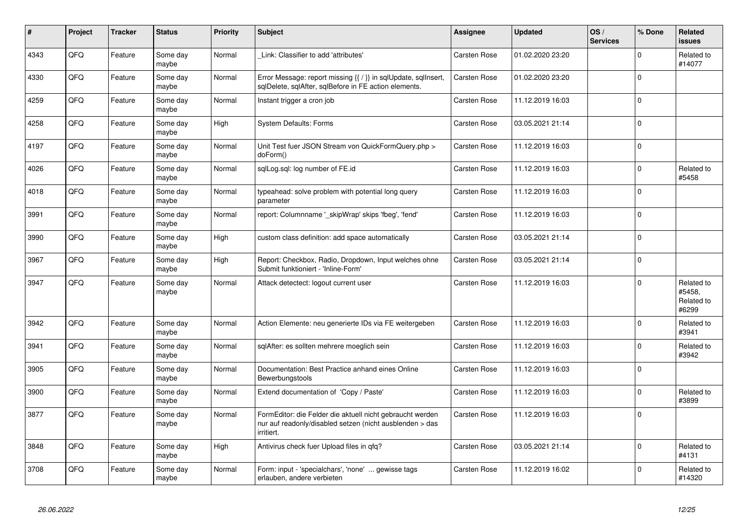| # | Project | Tracker | Status | Priority | Subject | Assignee | Updated | OS / Services | % Done | Related issues |
|---|---|---|---|---|---|---|---|---|---|---|
| 4343 | QFQ | Feature | Some day maybe | Normal | _Link: Classifier to add 'attributes' | Carsten Rose | 01.02.2020 23:20 | | 0 | Related to #14077 |
| 4330 | QFQ | Feature | Some day maybe | Normal | Error Message: report missing {{ / }} in sqlUpdate, sqlInsert, sqlDelete, sqlAfter, sqlBefore in FE action elements. | Carsten Rose | 01.02.2020 23:20 | | 0 | |
| 4259 | QFQ | Feature | Some day maybe | Normal | Instant trigger a cron job | Carsten Rose | 11.12.2019 16:03 | | 0 | |
| 4258 | QFQ | Feature | Some day maybe | High | System Defaults: Forms | Carsten Rose | 03.05.2021 21:14 | | 0 | |
| 4197 | QFQ | Feature | Some day maybe | Normal | Unit Test fuer JSON Stream von QuickFormQuery.php > doForm() | Carsten Rose | 11.12.2019 16:03 | | 0 | |
| 4026 | QFQ | Feature | Some day maybe | Normal | sqlLog.sql: log number of FE.id | Carsten Rose | 11.12.2019 16:03 | | 0 | Related to #5458 |
| 4018 | QFQ | Feature | Some day maybe | Normal | typeahead: solve problem with potential long query parameter | Carsten Rose | 11.12.2019 16:03 | | 0 | |
| 3991 | QFQ | Feature | Some day maybe | Normal | report: Columnname '_skipWrap' skips 'fbeg', 'fend' | Carsten Rose | 11.12.2019 16:03 | | 0 | |
| 3990 | QFQ | Feature | Some day maybe | High | custom class definition: add space automatically | Carsten Rose | 03.05.2021 21:14 | | 0 | |
| 3967 | QFQ | Feature | Some day maybe | High | Report: Checkbox, Radio, Dropdown, Input welches ohne Submit funktioniert - 'Inline-Form' | Carsten Rose | 03.05.2021 21:14 | | 0 | |
| 3947 | QFQ | Feature | Some day maybe | Normal | Attack detectect: logout current user | Carsten Rose | 11.12.2019 16:03 | | 0 | Related to #5458, Related to #6299 |
| 3942 | QFQ | Feature | Some day maybe | Normal | Action Elemente: neu generierte IDs via FE weitergeben | Carsten Rose | 11.12.2019 16:03 | | 0 | Related to #3941 |
| 3941 | QFQ | Feature | Some day maybe | Normal | sqlAfter: es sollten mehrere moeglich sein | Carsten Rose | 11.12.2019 16:03 | | 0 | Related to #3942 |
| 3905 | QFQ | Feature | Some day maybe | Normal | Documentation: Best Practice anhand eines Online Bewerbungstools | Carsten Rose | 11.12.2019 16:03 | | 0 | |
| 3900 | QFQ | Feature | Some day maybe | Normal | Extend documentation of 'Copy / Paste' | Carsten Rose | 11.12.2019 16:03 | | 0 | Related to #3899 |
| 3877 | QFQ | Feature | Some day maybe | Normal | FormEditor: die Felder die aktuell nicht gebraucht werden nur auf readonly/disabled setzen (nicht ausblenden > das irritiert. | Carsten Rose | 11.12.2019 16:03 | | 0 | |
| 3848 | QFQ | Feature | Some day maybe | High | Antivirus check fuer Upload files in qfq? | Carsten Rose | 03.05.2021 21:14 | | 0 | Related to #4131 |
| 3708 | QFQ | Feature | Some day maybe | Normal | Form: input - 'specialchars', 'none' ... gewisse tags erlauben, andere verbieten | Carsten Rose | 11.12.2019 16:02 | | 0 | Related to #14320 |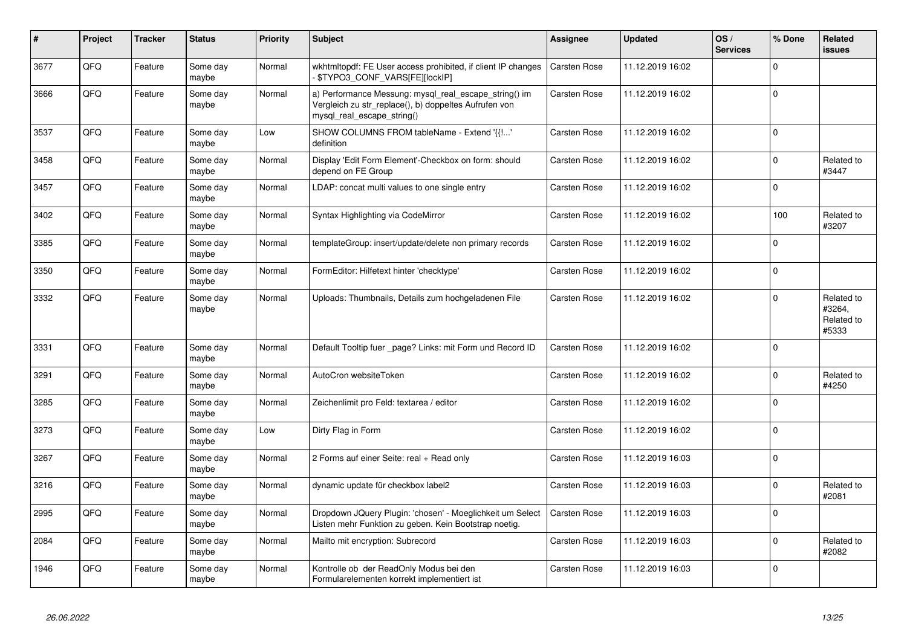| # | Project | Tracker | Status | Priority | Subject | Assignee | Updated | OS / Services | % Done | Related issues |
|---|---|---|---|---|---|---|---|---|---|---|
| 3677 | QFQ | Feature | Some day maybe | Normal | wkhtmltopdf: FE User access prohibited, if client IP changes - $TYPO3_CONF_VARS[FE][lockIP] | Carsten Rose | 11.12.2019 16:02 | | 0 | |
| 3666 | QFQ | Feature | Some day maybe | Normal | a) Performance Messung: mysql_real_escape_string() im Vergleich zu str_replace(), b) doppeltes Aufrufen von mysql_real_escape_string() | Carsten Rose | 11.12.2019 16:02 | | 0 | |
| 3537 | QFQ | Feature | Some day maybe | Low | SHOW COLUMNS FROM tableName - Extend '{{!...' definition | Carsten Rose | 11.12.2019 16:02 | | 0 | |
| 3458 | QFQ | Feature | Some day maybe | Normal | Display 'Edit Form Element'-Checkbox on form: should depend on FE Group | Carsten Rose | 11.12.2019 16:02 | | 0 | Related to #3447 |
| 3457 | QFQ | Feature | Some day maybe | Normal | LDAP: concat multi values to one single entry | Carsten Rose | 11.12.2019 16:02 | | 0 | |
| 3402 | QFQ | Feature | Some day maybe | Normal | Syntax Highlighting via CodeMirror | Carsten Rose | 11.12.2019 16:02 | | 100 | Related to #3207 |
| 3385 | QFQ | Feature | Some day maybe | Normal | templateGroup: insert/update/delete non primary records | Carsten Rose | 11.12.2019 16:02 | | 0 | |
| 3350 | QFQ | Feature | Some day maybe | Normal | FormEditor: Hilfetext hinter 'checktype' | Carsten Rose | 11.12.2019 16:02 | | 0 | |
| 3332 | QFQ | Feature | Some day maybe | Normal | Uploads: Thumbnails, Details zum hochgeladenen File | Carsten Rose | 11.12.2019 16:02 | | 0 | Related to #3264, Related to #5333 |
| 3331 | QFQ | Feature | Some day maybe | Normal | Default Tooltip fuer _page? Links: mit Form und Record ID | Carsten Rose | 11.12.2019 16:02 | | 0 | |
| 3291 | QFQ | Feature | Some day maybe | Normal | AutoCron websiteToken | Carsten Rose | 11.12.2019 16:02 | | 0 | Related to #4250 |
| 3285 | QFQ | Feature | Some day maybe | Normal | Zeichenlimit pro Feld: textarea / editor | Carsten Rose | 11.12.2019 16:02 | | 0 | |
| 3273 | QFQ | Feature | Some day maybe | Low | Dirty Flag in Form | Carsten Rose | 11.12.2019 16:02 | | 0 | |
| 3267 | QFQ | Feature | Some day maybe | Normal | 2 Forms auf einer Seite: real + Read only | Carsten Rose | 11.12.2019 16:03 | | 0 | |
| 3216 | QFQ | Feature | Some day maybe | Normal | dynamic update für checkbox label2 | Carsten Rose | 11.12.2019 16:03 | | 0 | Related to #2081 |
| 2995 | QFQ | Feature | Some day maybe | Normal | Dropdown JQuery Plugin: 'chosen' - Moeglichkeit um Select Listen mehr Funktion zu geben. Kein Bootstrap noetig. | Carsten Rose | 11.12.2019 16:03 | | 0 | |
| 2084 | QFQ | Feature | Some day maybe | Normal | Mailto mit encryption: Subrecord | Carsten Rose | 11.12.2019 16:03 | | 0 | Related to #2082 |
| 1946 | QFQ | Feature | Some day maybe | Normal | Kontrolle ob der ReadOnly Modus bei den Formularelementen korrekt implementiert ist | Carsten Rose | 11.12.2019 16:03 | | 0 | |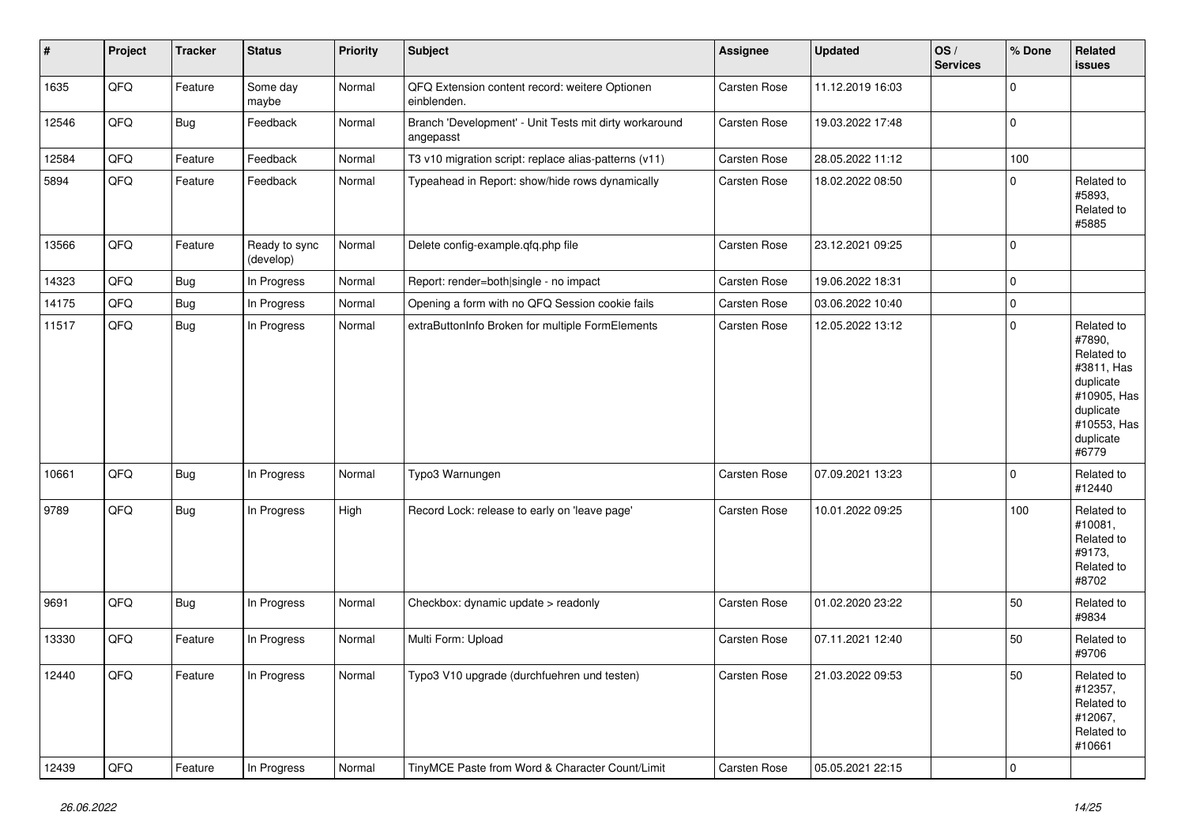| # | Project | Tracker | Status | Priority | Subject | Assignee | Updated | OS / Services | % Done | Related issues |
|---|---|---|---|---|---|---|---|---|---|---|
| 1635 | QFQ | Feature | Some day maybe | Normal | QFQ Extension content record: weitere Optionen einblenden. | Carsten Rose | 11.12.2019 16:03 | | 0 | |
| 12546 | QFQ | Bug | Feedback | Normal | Branch 'Development' - Unit Tests mit dirty workaround angepasst | Carsten Rose | 19.03.2022 17:48 | | 0 | |
| 12584 | QFQ | Feature | Feedback | Normal | T3 v10 migration script: replace alias-patterns (v11) | Carsten Rose | 28.05.2022 11:12 | | 100 | |
| 5894 | QFQ | Feature | Feedback | Normal | Typeahead in Report: show/hide rows dynamically | Carsten Rose | 18.02.2022 08:50 | | 0 | Related to #5893, Related to #5885 |
| 13566 | QFQ | Feature | Ready to sync (develop) | Normal | Delete config-example.qfq.php file | Carsten Rose | 23.12.2021 09:25 | | 0 | |
| 14323 | QFQ | Bug | In Progress | Normal | Report: render=both\|single - no impact | Carsten Rose | 19.06.2022 18:31 | | 0 | |
| 14175 | QFQ | Bug | In Progress | Normal | Opening a form with no QFQ Session cookie fails | Carsten Rose | 03.06.2022 10:40 | | 0 | |
| 11517 | QFQ | Bug | In Progress | Normal | extraButtonInfo Broken for multiple FormElements | Carsten Rose | 12.05.2022 13:12 | | 0 | Related to #7890, Related to #3811, Has duplicate #10905, Has duplicate #10553, Has duplicate #6779 |
| 10661 | QFQ | Bug | In Progress | Normal | Typo3 Warnungen | Carsten Rose | 07.09.2021 13:23 | | 0 | Related to #12440 |
| 9789 | QFQ | Bug | In Progress | High | Record Lock: release to early on 'leave page' | Carsten Rose | 10.01.2022 09:25 | | 100 | Related to #10081, Related to #9173, Related to #8702 |
| 9691 | QFQ | Bug | In Progress | Normal | Checkbox: dynamic update > readonly | Carsten Rose | 01.02.2020 23:22 | | 50 | Related to #9834 |
| 13330 | QFQ | Feature | In Progress | Normal | Multi Form: Upload | Carsten Rose | 07.11.2021 12:40 | | 50 | Related to #9706 |
| 12440 | QFQ | Feature | In Progress | Normal | Typo3 V10 upgrade (durchfuehren und testen) | Carsten Rose | 21.03.2022 09:53 | | 50 | Related to #12357, Related to #12067, Related to #10661 |
| 12439 | QFQ | Feature | In Progress | Normal | TinyMCE Paste from Word & Character Count/Limit | Carsten Rose | 05.05.2021 22:15 | | 0 | |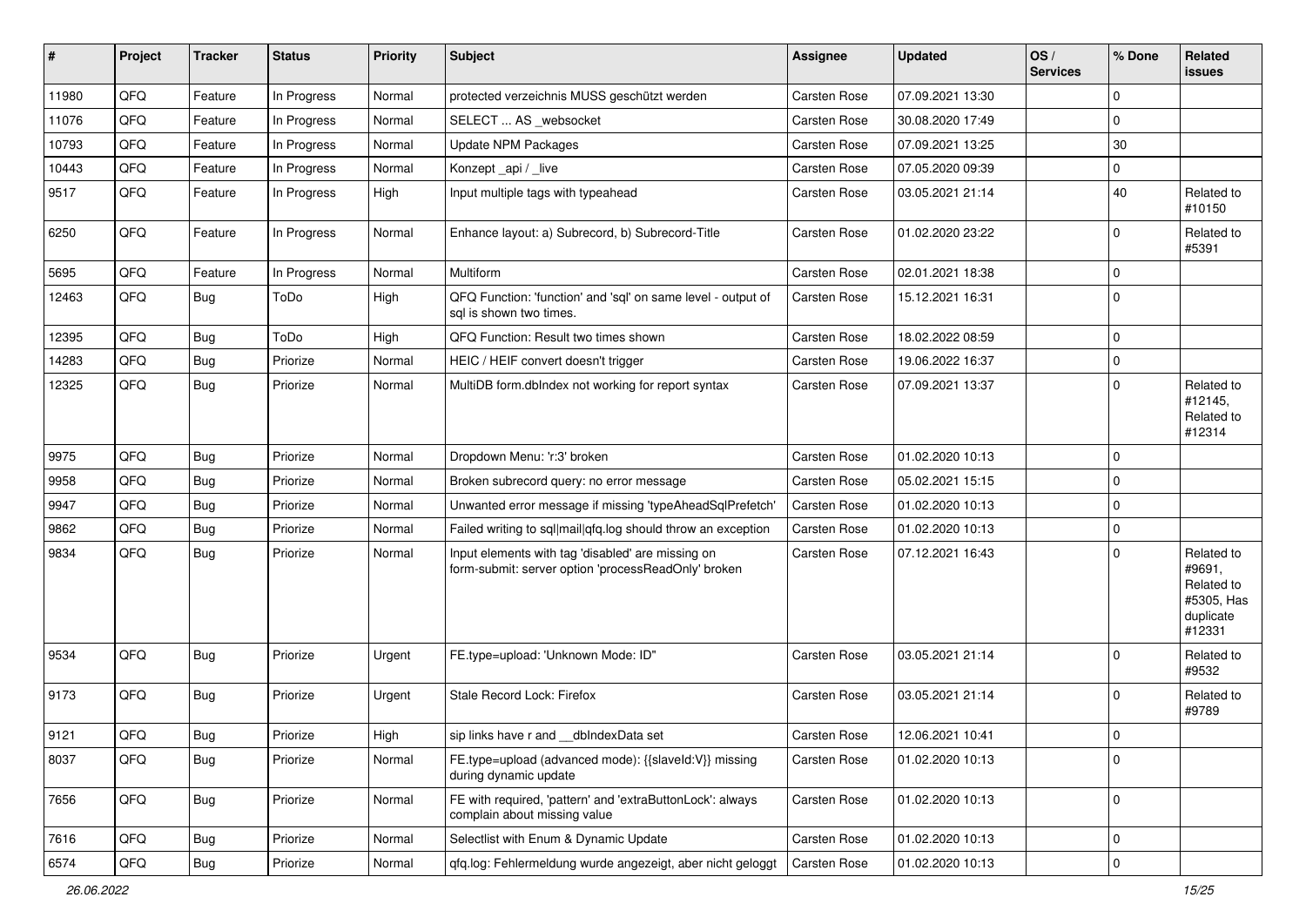| # | Project | Tracker | Status | Priority | Subject | Assignee | Updated | OS / Services | % Done | Related issues |
|---|---|---|---|---|---|---|---|---|---|---|
| 11980 | QFQ | Feature | In Progress | Normal | protected verzeichnis MUSS geschützt werden | Carsten Rose | 07.09.2021 13:30 | | 0 | |
| 11076 | QFQ | Feature | In Progress | Normal | SELECT ... AS _websocket | Carsten Rose | 30.08.2020 17:49 | | 0 | |
| 10793 | QFQ | Feature | In Progress | Normal | Update NPM Packages | Carsten Rose | 07.09.2021 13:25 | | 30 | |
| 10443 | QFQ | Feature | In Progress | Normal | Konzept _api / _live | Carsten Rose | 07.05.2020 09:39 | | 0 | |
| 9517 | QFQ | Feature | In Progress | High | Input multiple tags with typeahead | Carsten Rose | 03.05.2021 21:14 | | 40 | Related to #10150 |
| 6250 | QFQ | Feature | In Progress | Normal | Enhance layout: a) Subrecord, b) Subrecord-Title | Carsten Rose | 01.02.2020 23:22 | | 0 | Related to #5391 |
| 5695 | QFQ | Feature | In Progress | Normal | Multiform | Carsten Rose | 02.01.2021 18:38 | | 0 | |
| 12463 | QFQ | Bug | ToDo | High | QFQ Function: 'function' and 'sql' on same level - output of sql is shown two times. | Carsten Rose | 15.12.2021 16:31 | | 0 | |
| 12395 | QFQ | Bug | ToDo | High | QFQ Function: Result two times shown | Carsten Rose | 18.02.2022 08:59 | | 0 | |
| 14283 | QFQ | Bug | Priorize | Normal | HEIC / HEIF convert doesn't trigger | Carsten Rose | 19.06.2022 16:37 | | 0 | |
| 12325 | QFQ | Bug | Priorize | Normal | MultiDB form.dbIndex not working for report syntax | Carsten Rose | 07.09.2021 13:37 | | 0 | Related to #12145, Related to #12314 |
| 9975 | QFQ | Bug | Priorize | Normal | Dropdown Menu: 'r:3' broken | Carsten Rose | 01.02.2020 10:13 | | 0 | |
| 9958 | QFQ | Bug | Priorize | Normal | Broken subrecord query: no error message | Carsten Rose | 05.02.2021 15:15 | | 0 | |
| 9947 | QFQ | Bug | Priorize | Normal | Unwanted error message if missing 'typeAheadSqlPrefetch' | Carsten Rose | 01.02.2020 10:13 | | 0 | |
| 9862 | QFQ | Bug | Priorize | Normal | Failed writing to sql\|mail\|qfq.log should throw an exception | Carsten Rose | 01.02.2020 10:13 | | 0 | |
| 9834 | QFQ | Bug | Priorize | Normal | Input elements with tag 'disabled' are missing on form-submit: server option 'processReadOnly' broken | Carsten Rose | 07.12.2021 16:43 | | 0 | Related to #9691, Related to #5305, Has duplicate #12331 |
| 9534 | QFQ | Bug | Priorize | Urgent | FE.type=upload: 'Unknown Mode: ID" | Carsten Rose | 03.05.2021 21:14 | | 0 | Related to #9532 |
| 9173 | QFQ | Bug | Priorize | Urgent | Stale Record Lock: Firefox | Carsten Rose | 03.05.2021 21:14 | | 0 | Related to #9789 |
| 9121 | QFQ | Bug | Priorize | High | sip links have r and __dbIndexData set | Carsten Rose | 12.06.2021 10:41 | | 0 | |
| 8037 | QFQ | Bug | Priorize | Normal | FE.type=upload (advanced mode): {{slaveId:V}} missing during dynamic update | Carsten Rose | 01.02.2020 10:13 | | 0 | |
| 7656 | QFQ | Bug | Priorize | Normal | FE with required, 'pattern' and 'extraButtonLock': always complain about missing value | Carsten Rose | 01.02.2020 10:13 | | 0 | |
| 7616 | QFQ | Bug | Priorize | Normal | Selectlist with Enum & Dynamic Update | Carsten Rose | 01.02.2020 10:13 | | 0 | |
| 6574 | QFQ | Bug | Priorize | Normal | qfq.log: Fehlermeldung wurde angezeigt, aber nicht geloggt | Carsten Rose | 01.02.2020 10:13 | | 0 | |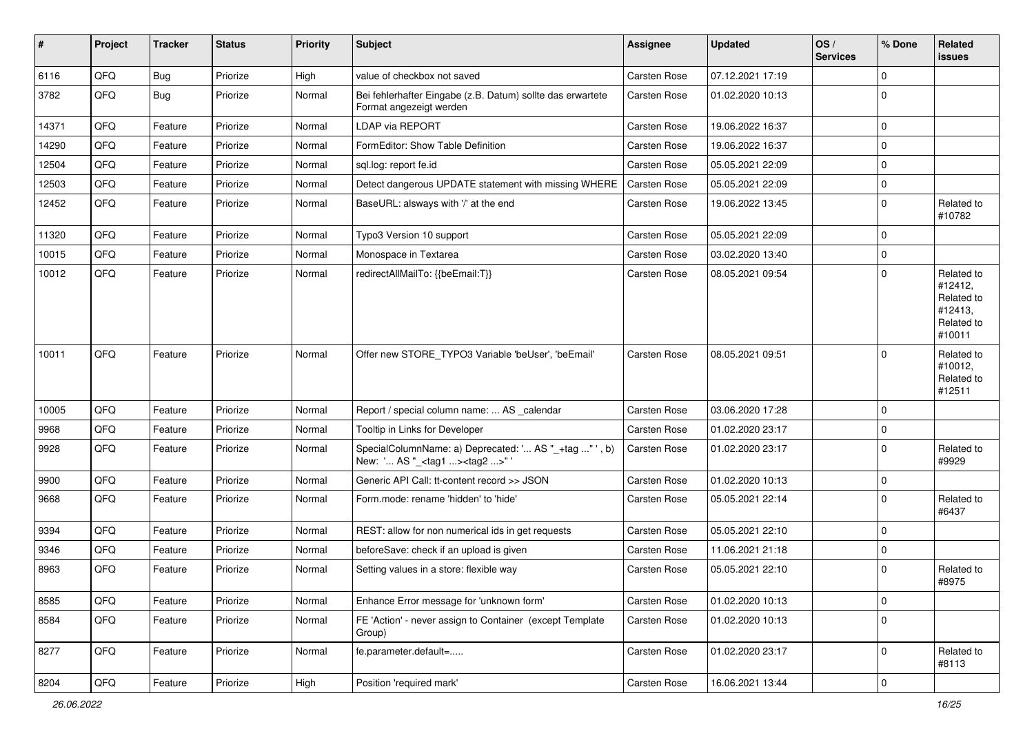| # | Project | Tracker | Status | Priority | Subject | Assignee | Updated | OS / Services | % Done | Related issues |
|---|---|---|---|---|---|---|---|---|---|---|
| 6116 | QFQ | Bug | Priorize | High | value of checkbox not saved | Carsten Rose | 07.12.2021 17:19 | | 0 | |
| 3782 | QFQ | Bug | Priorize | Normal | Bei fehlerhafter Eingabe (z.B. Datum) sollte das erwartete Format angezeigt werden | Carsten Rose | 01.02.2020 10:13 | | 0 | |
| 14371 | QFQ | Feature | Priorize | Normal | LDAP via REPORT | Carsten Rose | 19.06.2022 16:37 | | 0 | |
| 14290 | QFQ | Feature | Priorize | Normal | FormEditor: Show Table Definition | Carsten Rose | 19.06.2022 16:37 | | 0 | |
| 12504 | QFQ | Feature | Priorize | Normal | sql.log: report fe.id | Carsten Rose | 05.05.2021 22:09 | | 0 | |
| 12503 | QFQ | Feature | Priorize | Normal | Detect dangerous UPDATE statement with missing WHERE | Carsten Rose | 05.05.2021 22:09 | | 0 | |
| 12452 | QFQ | Feature | Priorize | Normal | BaseURL: alsways with '/' at the end | Carsten Rose | 19.06.2022 13:45 | | 0 | Related to #10782 |
| 11320 | QFQ | Feature | Priorize | Normal | Typo3 Version 10 support | Carsten Rose | 05.05.2021 22:09 | | 0 | |
| 10015 | QFQ | Feature | Priorize | Normal | Monospace in Textarea | Carsten Rose | 03.02.2020 13:40 | | 0 | |
| 10012 | QFQ | Feature | Priorize | Normal | redirectAllMailTo: {{beEmail:T}} | Carsten Rose | 08.05.2021 09:54 | | 0 | Related to #12412, Related to #12413, Related to #10011 |
| 10011 | QFQ | Feature | Priorize | Normal | Offer new STORE_TYPO3 Variable 'beUser', 'beEmail' | Carsten Rose | 08.05.2021 09:51 | | 0 | Related to #10012, Related to #12511 |
| 10005 | QFQ | Feature | Priorize | Normal | Report / special column name: ... AS _calendar | Carsten Rose | 03.06.2020 17:28 | | 0 | |
| 9968 | QFQ | Feature | Priorize | Normal | Tooltip in Links for Developer | Carsten Rose | 01.02.2020 23:17 | | 0 | |
| 9928 | QFQ | Feature | Priorize | Normal | SpecialColumnName: a) Deprecated: '... AS "_+tag ..." ', b) New: '... AS "_<tag1 ...><tag2 ...>" ' | Carsten Rose | 01.02.2020 23:17 | | 0 | Related to #9929 |
| 9900 | QFQ | Feature | Priorize | Normal | Generic API Call: tt-content record >> JSON | Carsten Rose | 01.02.2020 10:13 | | 0 | |
| 9668 | QFQ | Feature | Priorize | Normal | Form.mode: rename 'hidden' to 'hide' | Carsten Rose | 05.05.2021 22:14 | | 0 | Related to #6437 |
| 9394 | QFQ | Feature | Priorize | Normal | REST: allow for non numerical ids in get requests | Carsten Rose | 05.05.2021 22:10 | | 0 | |
| 9346 | QFQ | Feature | Priorize | Normal | beforeSave: check if an upload is given | Carsten Rose | 11.06.2021 21:18 | | 0 | |
| 8963 | QFQ | Feature | Priorize | Normal | Setting values in a store: flexible way | Carsten Rose | 05.05.2021 22:10 | | 0 | Related to #8975 |
| 8585 | QFQ | Feature | Priorize | Normal | Enhance Error message for 'unknown form' | Carsten Rose | 01.02.2020 10:13 | | 0 | |
| 8584 | QFQ | Feature | Priorize | Normal | FE 'Action' - never assign to Container (except Template Group) | Carsten Rose | 01.02.2020 10:13 | | 0 | |
| 8277 | QFQ | Feature | Priorize | Normal | fe.parameter.default=..... | Carsten Rose | 01.02.2020 23:17 | | 0 | Related to #8113 |
| 8204 | QFQ | Feature | Priorize | High | Position 'required mark' | Carsten Rose | 16.06.2021 13:44 | | 0 | |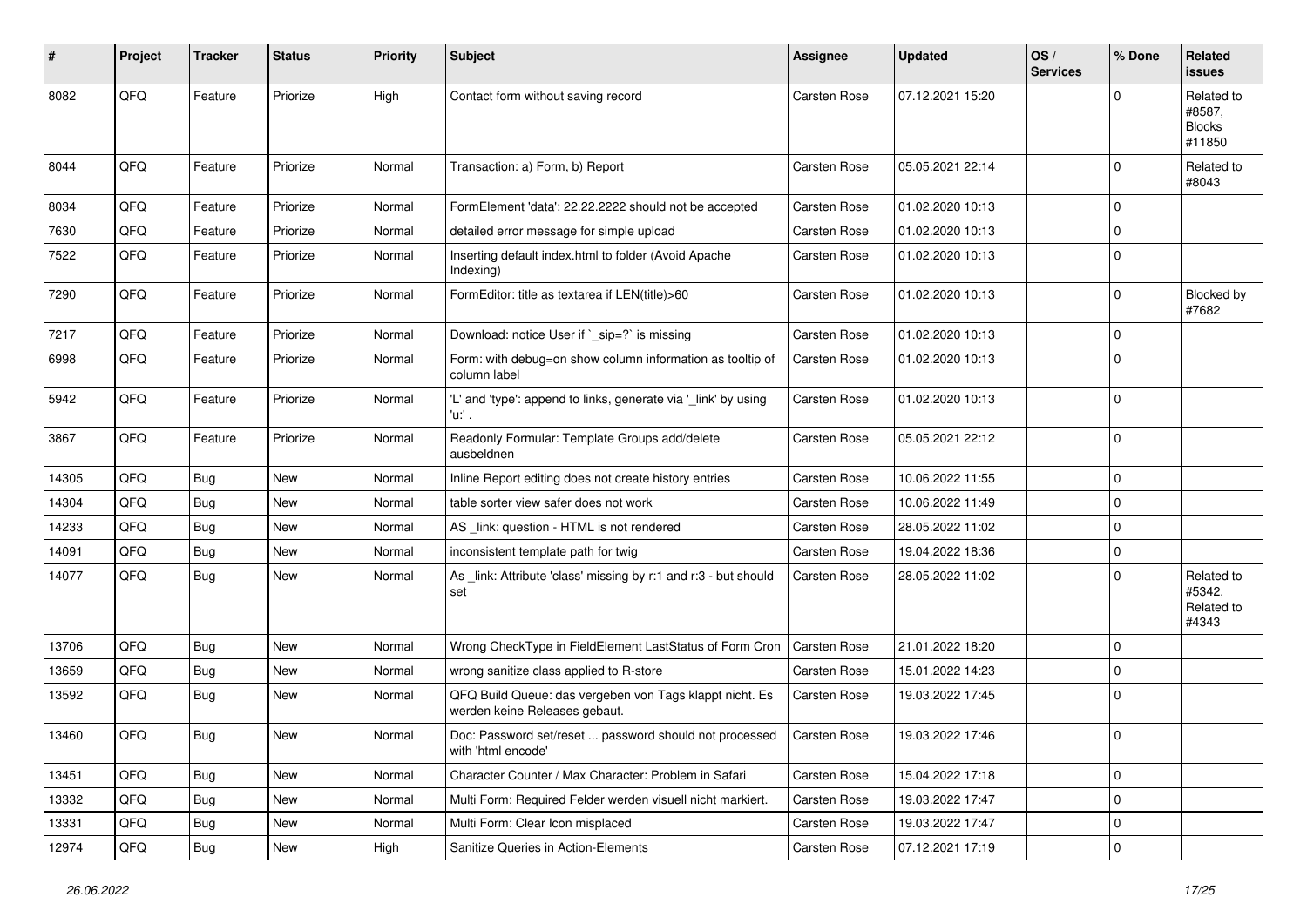| # | Project | Tracker | Status | Priority | Subject | Assignee | Updated | OS / Services | % Done | Related issues |
|---|---|---|---|---|---|---|---|---|---|---|
| 8082 | QFQ | Feature | Priorize | High | Contact form without saving record | Carsten Rose | 07.12.2021 15:20 | | 0 | Related to #8587, Blocks #11850 |
| 8044 | QFQ | Feature | Priorize | Normal | Transaction: a) Form, b) Report | Carsten Rose | 05.05.2021 22:14 | | 0 | Related to #8043 |
| 8034 | QFQ | Feature | Priorize | Normal | FormElement 'data': 22.22.2222 should not be accepted | Carsten Rose | 01.02.2020 10:13 | | 0 | |
| 7630 | QFQ | Feature | Priorize | Normal | detailed error message for simple upload | Carsten Rose | 01.02.2020 10:13 | | 0 | |
| 7522 | QFQ | Feature | Priorize | Normal | Inserting default index.html to folder (Avoid Apache Indexing) | Carsten Rose | 01.02.2020 10:13 | | 0 | |
| 7290 | QFQ | Feature | Priorize | Normal | FormEditor: title as textarea if LEN(title)>60 | Carsten Rose | 01.02.2020 10:13 | | 0 | Blocked by #7682 |
| 7217 | QFQ | Feature | Priorize | Normal | Download: notice User if `_sip=?` is missing | Carsten Rose | 01.02.2020 10:13 | | 0 | |
| 6998 | QFQ | Feature | Priorize | Normal | Form: with debug=on show column information as tooltip of column label | Carsten Rose | 01.02.2020 10:13 | | 0 | |
| 5942 | QFQ | Feature | Priorize | Normal | 'L' and 'type': append to links, generate via '_link' by using 'u:' . | Carsten Rose | 01.02.2020 10:13 | | 0 | |
| 3867 | QFQ | Feature | Priorize | Normal | Readonly Formular: Template Groups add/delete ausbeldnen | Carsten Rose | 05.05.2021 22:12 | | 0 | |
| 14305 | QFQ | Bug | New | Normal | Inline Report editing does not create history entries | Carsten Rose | 10.06.2022 11:55 | | 0 | |
| 14304 | QFQ | Bug | New | Normal | table sorter view safer does not work | Carsten Rose | 10.06.2022 11:49 | | 0 | |
| 14233 | QFQ | Bug | New | Normal | AS _link: question - HTML is not rendered | Carsten Rose | 28.05.2022 11:02 | | 0 | |
| 14091 | QFQ | Bug | New | Normal | inconsistent template path for twig | Carsten Rose | 19.04.2022 18:36 | | 0 | |
| 14077 | QFQ | Bug | New | Normal | As _link: Attribute 'class' missing by r:1 and r:3 - but should set | Carsten Rose | 28.05.2022 11:02 | | 0 | Related to #5342, Related to #4343 |
| 13706 | QFQ | Bug | New | Normal | Wrong CheckType in FieldElement LastStatus of Form Cron | Carsten Rose | 21.01.2022 18:20 | | 0 | |
| 13659 | QFQ | Bug | New | Normal | wrong sanitize class applied to R-store | Carsten Rose | 15.01.2022 14:23 | | 0 | |
| 13592 | QFQ | Bug | New | Normal | QFQ Build Queue: das vergeben von Tags klappt nicht. Es werden keine Releases gebaut. | Carsten Rose | 19.03.2022 17:45 | | 0 | |
| 13460 | QFQ | Bug | New | Normal | Doc: Password set/reset ... password should not processed with 'html encode' | Carsten Rose | 19.03.2022 17:46 | | 0 | |
| 13451 | QFQ | Bug | New | Normal | Character Counter / Max Character: Problem in Safari | Carsten Rose | 15.04.2022 17:18 | | 0 | |
| 13332 | QFQ | Bug | New | Normal | Multi Form: Required Felder werden visuell nicht markiert. | Carsten Rose | 19.03.2022 17:47 | | 0 | |
| 13331 | QFQ | Bug | New | Normal | Multi Form: Clear Icon misplaced | Carsten Rose | 19.03.2022 17:47 | | 0 | |
| 12974 | QFQ | Bug | New | High | Sanitize Queries in Action-Elements | Carsten Rose | 07.12.2021 17:19 | | 0 | |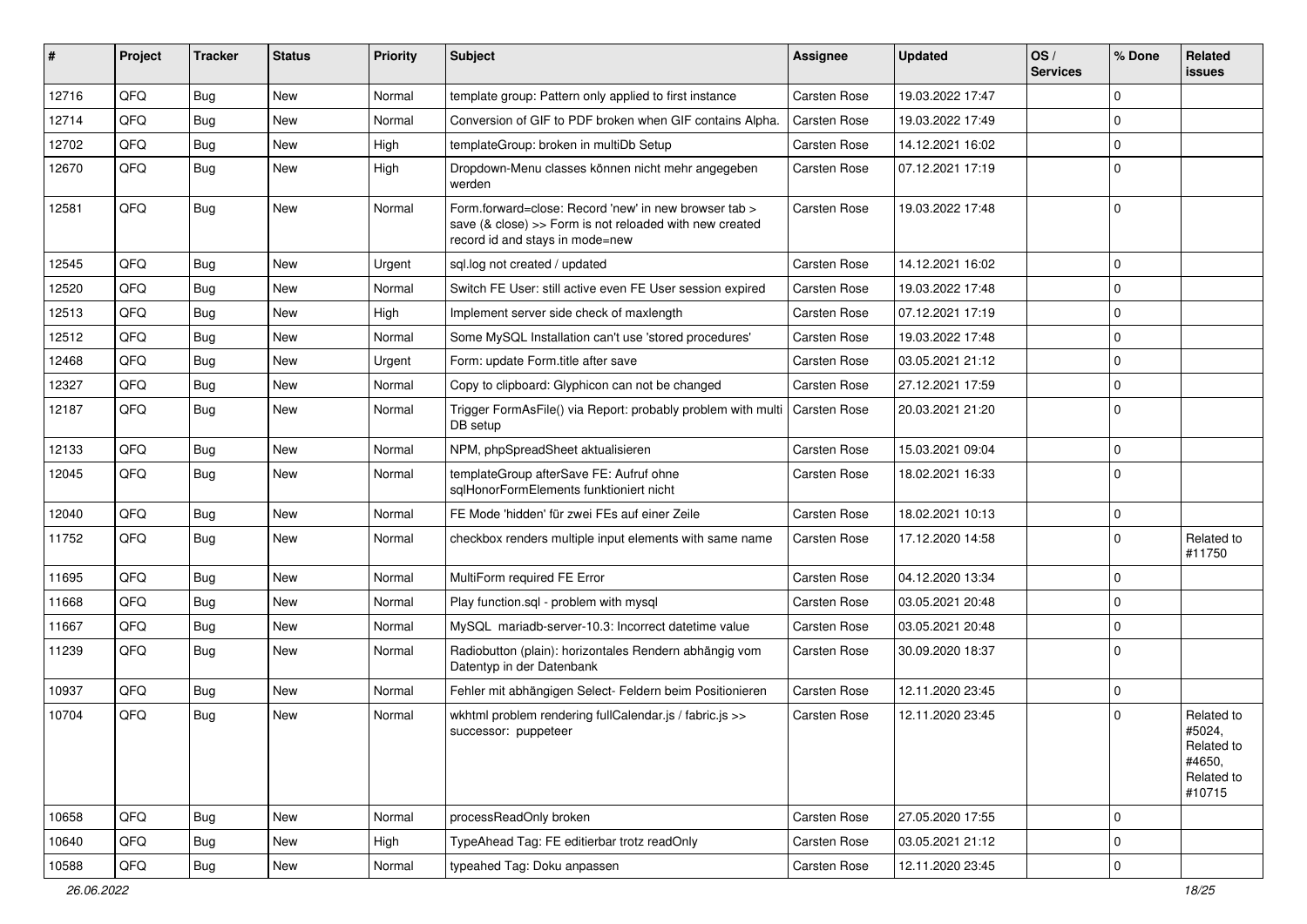| # | Project | Tracker | Status | Priority | Subject | Assignee | Updated | OS / Services | % Done | Related issues |
|---|---|---|---|---|---|---|---|---|---|---|
| 12716 | QFQ | Bug | New | Normal | template group: Pattern only applied to first instance | Carsten Rose | 19.03.2022 17:47 | | 0 | |
| 12714 | QFQ | Bug | New | Normal | Conversion of GIF to PDF broken when GIF contains Alpha. | Carsten Rose | 19.03.2022 17:49 | | 0 | |
| 12702 | QFQ | Bug | New | High | templateGroup: broken in multiDb Setup | Carsten Rose | 14.12.2021 16:02 | | 0 | |
| 12670 | QFQ | Bug | New | High | Dropdown-Menu classes können nicht mehr angegeben werden | Carsten Rose | 07.12.2021 17:19 | | 0 | |
| 12581 | QFQ | Bug | New | Normal | Form.forward=close: Record 'new' in new browser tab > save (& close) >> Form is not reloaded with new created record id and stays in mode=new | Carsten Rose | 19.03.2022 17:48 | | 0 | |
| 12545 | QFQ | Bug | New | Urgent | sql.log not created / updated | Carsten Rose | 14.12.2021 16:02 | | 0 | |
| 12520 | QFQ | Bug | New | Normal | Switch FE User: still active even FE User session expired | Carsten Rose | 19.03.2022 17:48 | | 0 | |
| 12513 | QFQ | Bug | New | High | Implement server side check of maxlength | Carsten Rose | 07.12.2021 17:19 | | 0 | |
| 12512 | QFQ | Bug | New | Normal | Some MySQL Installation can't use 'stored procedures' | Carsten Rose | 19.03.2022 17:48 | | 0 | |
| 12468 | QFQ | Bug | New | Urgent | Form: update Form.title after save | Carsten Rose | 03.05.2021 21:12 | | 0 | |
| 12327 | QFQ | Bug | New | Normal | Copy to clipboard: Glyphicon can not be changed | Carsten Rose | 27.12.2021 17:59 | | 0 | |
| 12187 | QFQ | Bug | New | Normal | Trigger FormAsFile() via Report: probably problem with multi DB setup | Carsten Rose | 20.03.2021 21:20 | | 0 | |
| 12133 | QFQ | Bug | New | Normal | NPM, phpSpreadSheet aktualisieren | Carsten Rose | 15.03.2021 09:04 | | 0 | |
| 12045 | QFQ | Bug | New | Normal | templateGroup afterSave FE: Aufruf ohne sqlHonorFormElements funktioniert nicht | Carsten Rose | 18.02.2021 16:33 | | 0 | |
| 12040 | QFQ | Bug | New | Normal | FE Mode 'hidden' für zwei FEs auf einer Zeile | Carsten Rose | 18.02.2021 10:13 | | 0 | |
| 11752 | QFQ | Bug | New | Normal | checkbox renders multiple input elements with same name | Carsten Rose | 17.12.2020 14:58 | | 0 | Related to #11750 |
| 11695 | QFQ | Bug | New | Normal | MultiForm required FE Error | Carsten Rose | 04.12.2020 13:34 | | 0 | |
| 11668 | QFQ | Bug | New | Normal | Play function.sql - problem with mysql | Carsten Rose | 03.05.2021 20:48 | | 0 | |
| 11667 | QFQ | Bug | New | Normal | MySQL mariadb-server-10.3: Incorrect datetime value | Carsten Rose | 03.05.2021 20:48 | | 0 | |
| 11239 | QFQ | Bug | New | Normal | Radiobutton (plain): horizontales Rendern abhängig vom Datentyp in der Datenbank | Carsten Rose | 30.09.2020 18:37 | | 0 | |
| 10937 | QFQ | Bug | New | Normal | Fehler mit abhängigen Select- Feldern beim Positionieren | Carsten Rose | 12.11.2020 23:45 | | 0 | |
| 10704 | QFQ | Bug | New | Normal | wkhtml problem rendering fullCalendar.js / fabric.js >> successor: puppeteer | Carsten Rose | 12.11.2020 23:45 | | 0 | Related to #5024, Related to #4650, Related to #10715 |
| 10658 | QFQ | Bug | New | Normal | processReadOnly broken | Carsten Rose | 27.05.2020 17:55 | | 0 | |
| 10640 | QFQ | Bug | New | High | TypeAhead Tag: FE editierbar trotz readOnly | Carsten Rose | 03.05.2021 21:12 | | 0 | |
| 10588 | QFQ | Bug | New | Normal | typeahed Tag: Doku anpassen | Carsten Rose | 12.11.2020 23:45 | | 0 | |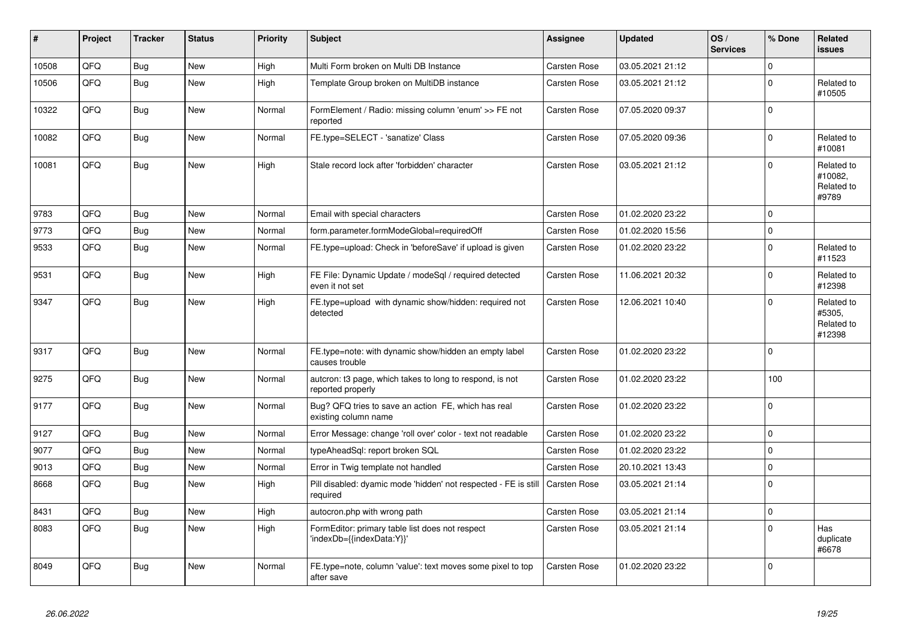| # | Project | Tracker | Status | Priority | Subject | Assignee | Updated | OS / Services | % Done | Related issues |
|---|---|---|---|---|---|---|---|---|---|---|
| 10508 | QFQ | Bug | New | High | Multi Form broken on Multi DB Instance | Carsten Rose | 03.05.2021 21:12 | | 0 | |
| 10506 | QFQ | Bug | New | High | Template Group broken on MultiDB instance | Carsten Rose | 03.05.2021 21:12 | | 0 | Related to #10505 |
| 10322 | QFQ | Bug | New | Normal | FormElement / Radio: missing column 'enum' >> FE not reported | Carsten Rose | 07.05.2020 09:37 | | 0 | |
| 10082 | QFQ | Bug | New | Normal | FE.type=SELECT - 'sanatize' Class | Carsten Rose | 07.05.2020 09:36 | | 0 | Related to #10081 |
| 10081 | QFQ | Bug | New | High | Stale record lock after 'forbidden' character | Carsten Rose | 03.05.2021 21:12 | | 0 | Related to #10082, Related to #9789 |
| 9783 | QFQ | Bug | New | Normal | Email with special characters | Carsten Rose | 01.02.2020 23:22 | | 0 | |
| 9773 | QFQ | Bug | New | Normal | form.parameter.formModeGlobal=requiredOff | Carsten Rose | 01.02.2020 15:56 | | 0 | |
| 9533 | QFQ | Bug | New | Normal | FE.type=upload: Check in 'beforeSave' if upload is given | Carsten Rose | 01.02.2020 23:22 | | 0 | Related to #11523 |
| 9531 | QFQ | Bug | New | High | FE File: Dynamic Update / modeSql / required detected even it not set | Carsten Rose | 11.06.2021 20:32 | | 0 | Related to #12398 |
| 9347 | QFQ | Bug | New | High | FE.type=upload with dynamic show/hidden: required not detected | Carsten Rose | 12.06.2021 10:40 | | 0 | Related to #5305, Related to #12398 |
| 9317 | QFQ | Bug | New | Normal | FE.type=note: with dynamic show/hidden an empty label causes trouble | Carsten Rose | 01.02.2020 23:22 | | 0 | |
| 9275 | QFQ | Bug | New | Normal | autcron: t3 page, which takes to long to respond, is not reported properly | Carsten Rose | 01.02.2020 23:22 | | 100 | |
| 9177 | QFQ | Bug | New | Normal | Bug? QFQ tries to save an action FE, which has real existing column name | Carsten Rose | 01.02.2020 23:22 | | 0 | |
| 9127 | QFQ | Bug | New | Normal | Error Message: change 'roll over' color - text not readable | Carsten Rose | 01.02.2020 23:22 | | 0 | |
| 9077 | QFQ | Bug | New | Normal | typeAheadSql: report broken SQL | Carsten Rose | 01.02.2020 23:22 | | 0 | |
| 9013 | QFQ | Bug | New | Normal | Error in Twig template not handled | Carsten Rose | 20.10.2021 13:43 | | 0 | |
| 8668 | QFQ | Bug | New | High | Pill disabled: dyamic mode 'hidden' not respected - FE is still required | Carsten Rose | 03.05.2021 21:14 | | 0 | |
| 8431 | QFQ | Bug | New | High | autocron.php with wrong path | Carsten Rose | 03.05.2021 21:14 | | 0 | |
| 8083 | QFQ | Bug | New | High | FormEditor: primary table list does not respect 'indexDb={{indexData:Y}}' | Carsten Rose | 03.05.2021 21:14 | | 0 | Has duplicate #6678 |
| 8049 | QFQ | Bug | New | Normal | FE.type=note, column 'value': text moves some pixel to top after save | Carsten Rose | 01.02.2020 23:22 | | 0 | |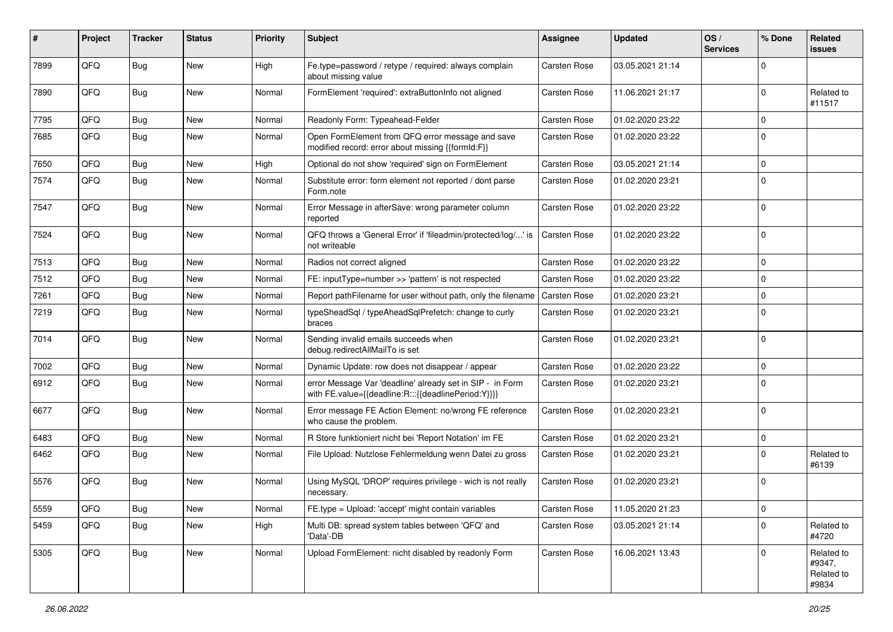| # | Project | Tracker | Status | Priority | Subject | Assignee | Updated | OS / Services | % Done | Related issues |
|---|---|---|---|---|---|---|---|---|---|---|
| 7899 | QFQ | Bug | New | High | Fe.type=password / retype / required: always complain about missing value | Carsten Rose | 03.05.2021 21:14 | | 0 | |
| 7890 | QFQ | Bug | New | Normal | FormElement 'required': extraButtonInfo not aligned | Carsten Rose | 11.06.2021 21:17 | | 0 | Related to #11517 |
| 7795 | QFQ | Bug | New | Normal | Readonly Form: Typeahead-Felder | Carsten Rose | 01.02.2020 23:22 | | 0 | |
| 7685 | QFQ | Bug | New | Normal | Open FormElement from QFQ error message and save modified record: error about missing {{formId:F}} | Carsten Rose | 01.02.2020 23:22 | | 0 | |
| 7650 | QFQ | Bug | New | High | Optional do not show 'required' sign on FormElement | Carsten Rose | 03.05.2021 21:14 | | 0 | |
| 7574 | QFQ | Bug | New | Normal | Substitute error: form element not reported / dont parse Form.note | Carsten Rose | 01.02.2020 23:21 | | 0 | |
| 7547 | QFQ | Bug | New | Normal | Error Message in afterSave: wrong parameter column reported | Carsten Rose | 01.02.2020 23:22 | | 0 | |
| 7524 | QFQ | Bug | New | Normal | QFQ throws a 'General Error' if 'fileadmin/protected/log/...' is not writeable | Carsten Rose | 01.02.2020 23:22 | | 0 | |
| 7513 | QFQ | Bug | New | Normal | Radios not correct aligned | Carsten Rose | 01.02.2020 23:22 | | 0 | |
| 7512 | QFQ | Bug | New | Normal | FE: inputType=number >> 'pattern' is not respected | Carsten Rose | 01.02.2020 23:22 | | 0 | |
| 7261 | QFQ | Bug | New | Normal | Report pathFilename for user without path, only the filename | Carsten Rose | 01.02.2020 23:21 | | 0 | |
| 7219 | QFQ | Bug | New | Normal | typeSheadSql / typeAheadSqlPrefetch: change to curly braces | Carsten Rose | 01.02.2020 23:21 | | 0 | |
| 7014 | QFQ | Bug | New | Normal | Sending invalid emails succeeds when debug.redirectAllMailTo is set | Carsten Rose | 01.02.2020 23:21 | | 0 | |
| 7002 | QFQ | Bug | New | Normal | Dynamic Update: row does not disappear / appear | Carsten Rose | 01.02.2020 23:22 | | 0 | |
| 6912 | QFQ | Bug | New | Normal | error Message Var 'deadline' already set in SIP - in Form with FE.value={{deadline:R:::{{deadlinePeriod:Y}}}} | Carsten Rose | 01.02.2020 23:21 | | 0 | |
| 6677 | QFQ | Bug | New | Normal | Error message FE Action Element: no/wrong FE reference who cause the problem. | Carsten Rose | 01.02.2020 23:21 | | 0 | |
| 6483 | QFQ | Bug | New | Normal | R Store funktioniert nicht bei 'Report Notation' im FE | Carsten Rose | 01.02.2020 23:21 | | 0 | |
| 6462 | QFQ | Bug | New | Normal | File Upload: Nutzlose Fehlermeldung wenn Datei zu gross | Carsten Rose | 01.02.2020 23:21 | | 0 | Related to #6139 |
| 5576 | QFQ | Bug | New | Normal | Using MySQL 'DROP' requires privilege - wich is not really necessary. | Carsten Rose | 01.02.2020 23:21 | | 0 | |
| 5559 | QFQ | Bug | New | Normal | FE.type = Upload: 'accept' might contain variables | Carsten Rose | 11.05.2020 21:23 | | 0 | |
| 5459 | QFQ | Bug | New | High | Multi DB: spread system tables between 'QFQ' and 'Data'-DB | Carsten Rose | 03.05.2021 21:14 | | 0 | Related to #4720 |
| 5305 | QFQ | Bug | New | Normal | Upload FormElement: nicht disabled by readonly Form | Carsten Rose | 16.06.2021 13:43 | | 0 | Related to #9347, Related to #9834 |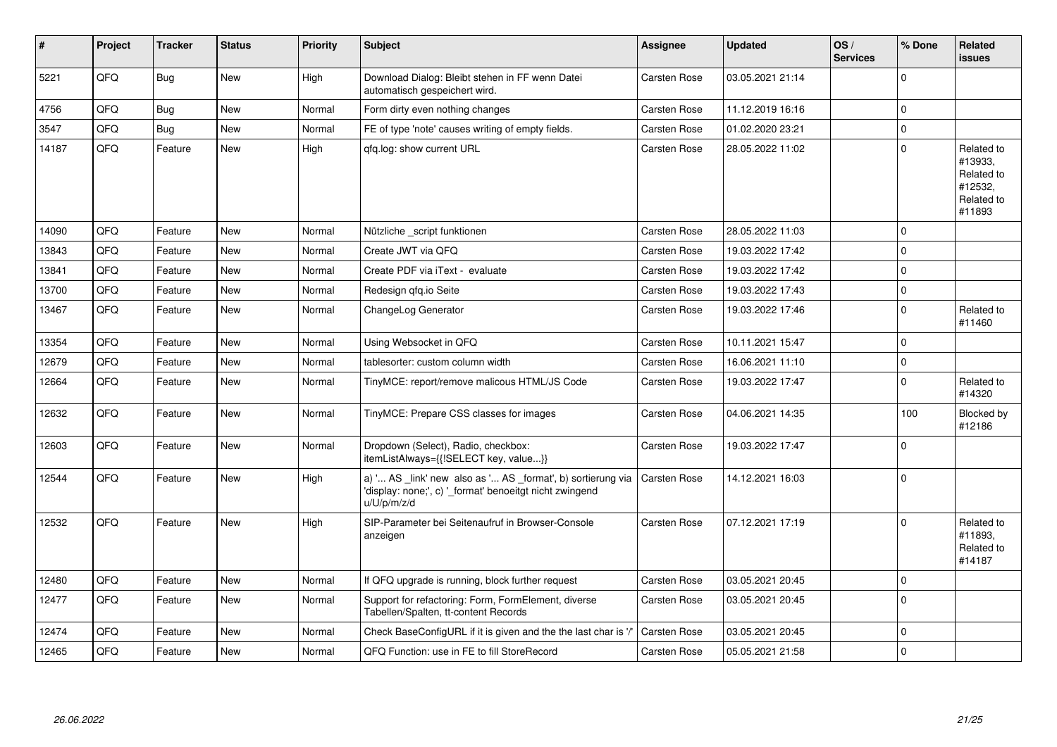| # | Project | Tracker | Status | Priority | Subject | Assignee | Updated | OS / Services | % Done | Related issues |
|---|---|---|---|---|---|---|---|---|---|---|
| 5221 | QFQ | Bug | New | High | Download Dialog: Bleibt stehen in FF wenn Datei automatisch gespeichert wird. | Carsten Rose | 03.05.2021 21:14 | | 0 | |
| 4756 | QFQ | Bug | New | Normal | Form dirty even nothing changes | Carsten Rose | 11.12.2019 16:16 | | 0 | |
| 3547 | QFQ | Bug | New | Normal | FE of type 'note' causes writing of empty fields. | Carsten Rose | 01.02.2020 23:21 | | 0 | |
| 14187 | QFQ | Feature | New | High | qfq.log: show current URL | Carsten Rose | 28.05.2022 11:02 | | 0 | Related to #13933, Related to #12532, Related to #11893 |
| 14090 | QFQ | Feature | New | Normal | Nützliche _script funktionen | Carsten Rose | 28.05.2022 11:03 | | 0 | |
| 13843 | QFQ | Feature | New | Normal | Create JWT via QFQ | Carsten Rose | 19.03.2022 17:42 | | 0 | |
| 13841 | QFQ | Feature | New | Normal | Create PDF via iText - evaluate | Carsten Rose | 19.03.2022 17:42 | | 0 | |
| 13700 | QFQ | Feature | New | Normal | Redesign qfq.io Seite | Carsten Rose | 19.03.2022 17:43 | | 0 | |
| 13467 | QFQ | Feature | New | Normal | ChangeLog Generator | Carsten Rose | 19.03.2022 17:46 | | 0 | Related to #11460 |
| 13354 | QFQ | Feature | New | Normal | Using Websocket in QFQ | Carsten Rose | 10.11.2021 15:47 | | 0 | |
| 12679 | QFQ | Feature | New | Normal | tablesorter: custom column width | Carsten Rose | 16.06.2021 11:10 | | 0 | |
| 12664 | QFQ | Feature | New | Normal | TinyMCE: report/remove malicous HTML/JS Code | Carsten Rose | 19.03.2022 17:47 | | 0 | Related to #14320 |
| 12632 | QFQ | Feature | New | Normal | TinyMCE: Prepare CSS classes for images | Carsten Rose | 04.06.2021 14:35 | | 100 | Blocked by #12186 |
| 12603 | QFQ | Feature | New | Normal | Dropdown (Select), Radio, checkbox: itemListAlways={{!SELECT key, value...}} | Carsten Rose | 19.03.2022 17:47 | | 0 | |
| 12544 | QFQ | Feature | New | High | a) '... AS _link' new also as '... AS _format', b) sortierung via 'display: none;', c) '_format' benoeitgt nicht zwingend u/U/p/m/z/d | Carsten Rose | 14.12.2021 16:03 | | 0 | |
| 12532 | QFQ | Feature | New | High | SIP-Parameter bei Seitenaufruf in Browser-Console anzeigen | Carsten Rose | 07.12.2021 17:19 | | 0 | Related to #11893, Related to #14187 |
| 12480 | QFQ | Feature | New | Normal | If QFQ upgrade is running, block further request | Carsten Rose | 03.05.2021 20:45 | | 0 | |
| 12477 | QFQ | Feature | New | Normal | Support for refactoring: Form, FormElement, diverse Tabellen/Spalten, tt-content Records | Carsten Rose | 03.05.2021 20:45 | | 0 | |
| 12474 | QFQ | Feature | New | Normal | Check BaseConfigURL if it is given and the the last char is '/' | Carsten Rose | 03.05.2021 20:45 | | 0 | |
| 12465 | QFQ | Feature | New | Normal | QFQ Function: use in FE to fill StoreRecord | Carsten Rose | 05.05.2021 21:58 | | 0 | |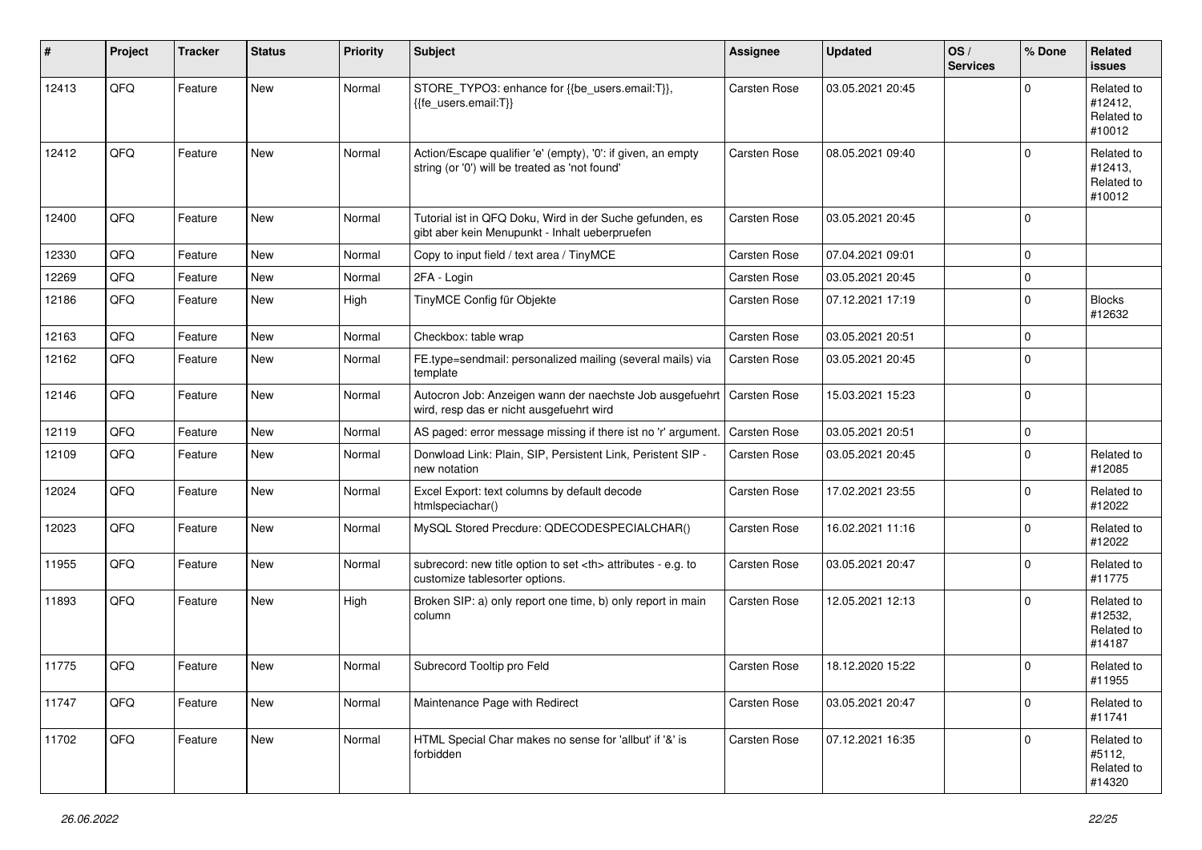| # | Project | Tracker | Status | Priority | Subject | Assignee | Updated | OS / Services | % Done | Related issues |
|---|---|---|---|---|---|---|---|---|---|---|
| 12413 | QFQ | Feature | New | Normal | STORE_TYPO3: enhance for {{be_users.email:T}}, {{fe_users.email:T}} | Carsten Rose | 03.05.2021 20:45 | | 0 | Related to #12412, Related to #10012 |
| 12412 | QFQ | Feature | New | Normal | Action/Escape qualifier 'e' (empty), '0': if given, an empty string (or '0') will be treated as 'not found' | Carsten Rose | 08.05.2021 09:40 | | 0 | Related to #12413, Related to #10012 |
| 12400 | QFQ | Feature | New | Normal | Tutorial ist in QFQ Doku, Wird in der Suche gefunden, es gibt aber kein Menupunkt - Inhalt ueberpruefen | Carsten Rose | 03.05.2021 20:45 | | 0 | |
| 12330 | QFQ | Feature | New | Normal | Copy to input field / text area / TinyMCE | Carsten Rose | 07.04.2021 09:01 | | 0 | |
| 12269 | QFQ | Feature | New | Normal | 2FA - Login | Carsten Rose | 03.05.2021 20:45 | | 0 | |
| 12186 | QFQ | Feature | New | High | TinyMCE Config für Objekte | Carsten Rose | 07.12.2021 17:19 | | 0 | Blocks #12632 |
| 12163 | QFQ | Feature | New | Normal | Checkbox: table wrap | Carsten Rose | 03.05.2021 20:51 | | 0 | |
| 12162 | QFQ | Feature | New | Normal | FE.type=sendmail: personalized mailing (several mails) via template | Carsten Rose | 03.05.2021 20:45 | | 0 | |
| 12146 | QFQ | Feature | New | Normal | Autocron Job: Anzeigen wann der naechste Job ausgefuehrt wird, resp das er nicht ausgefuehrt wird | Carsten Rose | 15.03.2021 15:23 | | 0 | |
| 12119 | QFQ | Feature | New | Normal | AS paged: error message missing if there ist no 'r' argument. | Carsten Rose | 03.05.2021 20:51 | | 0 | |
| 12109 | QFQ | Feature | New | Normal | Donwload Link: Plain, SIP, Persistent Link, Peristent SIP - new notation | Carsten Rose | 03.05.2021 20:45 | | 0 | Related to #12085 |
| 12024 | QFQ | Feature | New | Normal | Excel Export: text columns by default decode htmlspeciachar() | Carsten Rose | 17.02.2021 23:55 | | 0 | Related to #12022 |
| 12023 | QFQ | Feature | New | Normal | MySQL Stored Precdure: QDECODESPECIALCHAR() | Carsten Rose | 16.02.2021 11:16 | | 0 | Related to #12022 |
| 11955 | QFQ | Feature | New | Normal | subrecord: new title option to set <th> attributes - e.g. to customize tablesorter options. | Carsten Rose | 03.05.2021 20:47 | | 0 | Related to #11775 |
| 11893 | QFQ | Feature | New | High | Broken SIP: a) only report one time, b) only report in main column | Carsten Rose | 12.05.2021 12:13 | | 0 | Related to #12532, Related to #14187 |
| 11775 | QFQ | Feature | New | Normal | Subrecord Tooltip pro Feld | Carsten Rose | 18.12.2020 15:22 | | 0 | Related to #11955 |
| 11747 | QFQ | Feature | New | Normal | Maintenance Page with Redirect | Carsten Rose | 03.05.2021 20:47 | | 0 | Related to #11741 |
| 11702 | QFQ | Feature | New | Normal | HTML Special Char makes no sense for 'allbut' if '&' is forbidden | Carsten Rose | 07.12.2021 16:35 | | 0 | Related to #5112, Related to #14320 |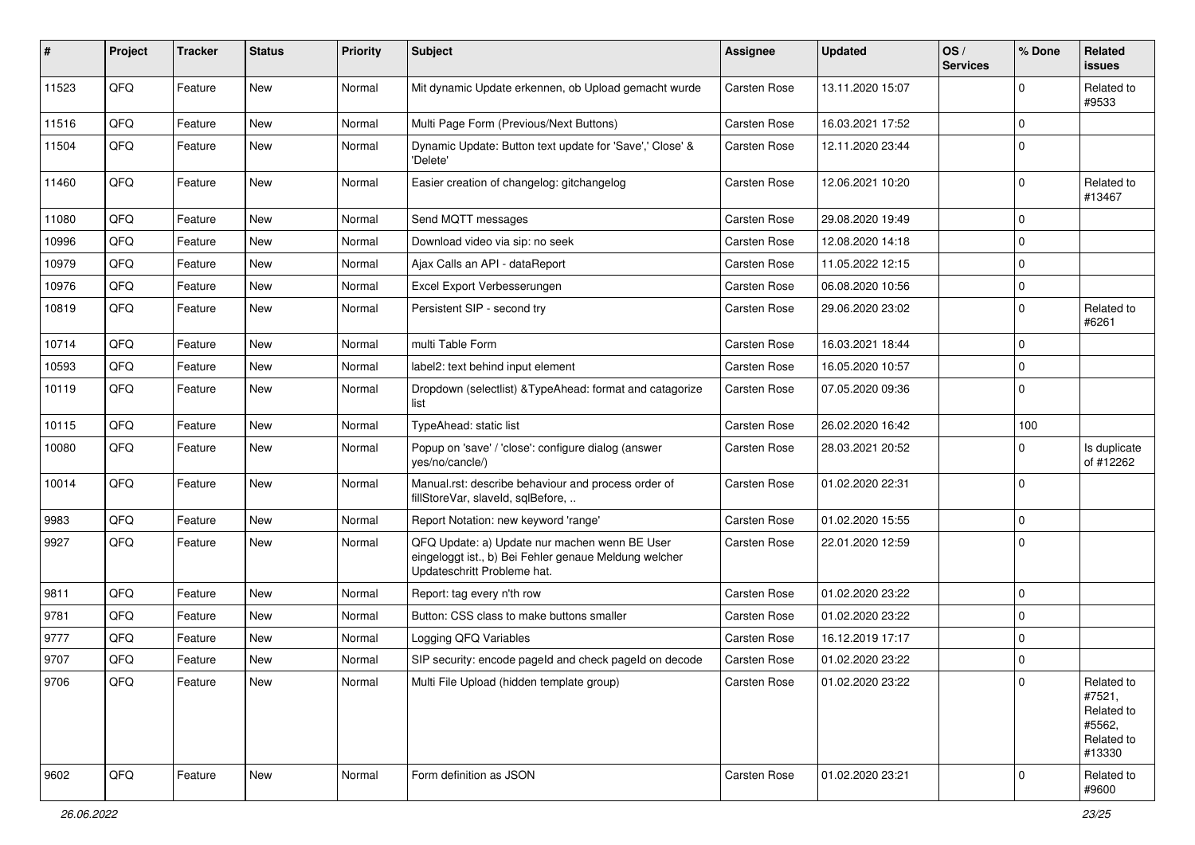| # | Project | Tracker | Status | Priority | Subject | Assignee | Updated | OS / Services | % Done | Related issues |
|---|---|---|---|---|---|---|---|---|---|---|
| 11523 | QFQ | Feature | New | Normal | Mit dynamic Update erkennen, ob Upload gemacht wurde | Carsten Rose | 13.11.2020 15:07 | | 0 | Related to #9533 |
| 11516 | QFQ | Feature | New | Normal | Multi Page Form (Previous/Next Buttons) | Carsten Rose | 16.03.2021 17:52 | | 0 | |
| 11504 | QFQ | Feature | New | Normal | Dynamic Update: Button text update for 'Save',' Close' & 'Delete' | Carsten Rose | 12.11.2020 23:44 | | 0 | |
| 11460 | QFQ | Feature | New | Normal | Easier creation of changelog: gitchangelog | Carsten Rose | 12.06.2021 10:20 | | 0 | Related to #13467 |
| 11080 | QFQ | Feature | New | Normal | Send MQTT messages | Carsten Rose | 29.08.2020 19:49 | | 0 | |
| 10996 | QFQ | Feature | New | Normal | Download video via sip: no seek | Carsten Rose | 12.08.2020 14:18 | | 0 | |
| 10979 | QFQ | Feature | New | Normal | Ajax Calls an API - dataReport | Carsten Rose | 11.05.2022 12:15 | | 0 | |
| 10976 | QFQ | Feature | New | Normal | Excel Export Verbesserungen | Carsten Rose | 06.08.2020 10:56 | | 0 | |
| 10819 | QFQ | Feature | New | Normal | Persistent SIP - second try | Carsten Rose | 29.06.2020 23:02 | | 0 | Related to #6261 |
| 10714 | QFQ | Feature | New | Normal | multi Table Form | Carsten Rose | 16.03.2021 18:44 | | 0 | |
| 10593 | QFQ | Feature | New | Normal | label2: text behind input element | Carsten Rose | 16.05.2020 10:57 | | 0 | |
| 10119 | QFQ | Feature | New | Normal | Dropdown (selectlist) &TypeAhead: format and catagorize list | Carsten Rose | 07.05.2020 09:36 | | 0 | |
| 10115 | QFQ | Feature | New | Normal | TypeAhead: static list | Carsten Rose | 26.02.2020 16:42 | | 100 | |
| 10080 | QFQ | Feature | New | Normal | Popup on 'save' / 'close': configure dialog (answer yes/no/cancle/) | Carsten Rose | 28.03.2021 20:52 | | 0 | Is duplicate of #12262 |
| 10014 | QFQ | Feature | New | Normal | Manual.rst: describe behaviour and process order of fillStoreVar, slaveId, sqlBefore, .. | Carsten Rose | 01.02.2020 22:31 | | 0 | |
| 9983 | QFQ | Feature | New | Normal | Report Notation: new keyword 'range' | Carsten Rose | 01.02.2020 15:55 | | 0 | |
| 9927 | QFQ | Feature | New | Normal | QFQ Update: a) Update nur machen wenn BE User eingeloggt ist., b) Bei Fehler genaue Meldung welcher Updateschritt Probleme hat. | Carsten Rose | 22.01.2020 12:59 | | 0 | |
| 9811 | QFQ | Feature | New | Normal | Report: tag every n'th row | Carsten Rose | 01.02.2020 23:22 | | 0 | |
| 9781 | QFQ | Feature | New | Normal | Button: CSS class to make buttons smaller | Carsten Rose | 01.02.2020 23:22 | | 0 | |
| 9777 | QFQ | Feature | New | Normal | Logging QFQ Variables | Carsten Rose | 16.12.2019 17:17 | | 0 | |
| 9707 | QFQ | Feature | New | Normal | SIP security: encode pageId and check pageId on decode | Carsten Rose | 01.02.2020 23:22 | | 0 | |
| 9706 | QFQ | Feature | New | Normal | Multi File Upload (hidden template group) | Carsten Rose | 01.02.2020 23:22 | | 0 | Related to #7521, Related to #5562, Related to #13330 |
| 9602 | QFQ | Feature | New | Normal | Form definition as JSON | Carsten Rose | 01.02.2020 23:21 | | 0 | Related to #9600 |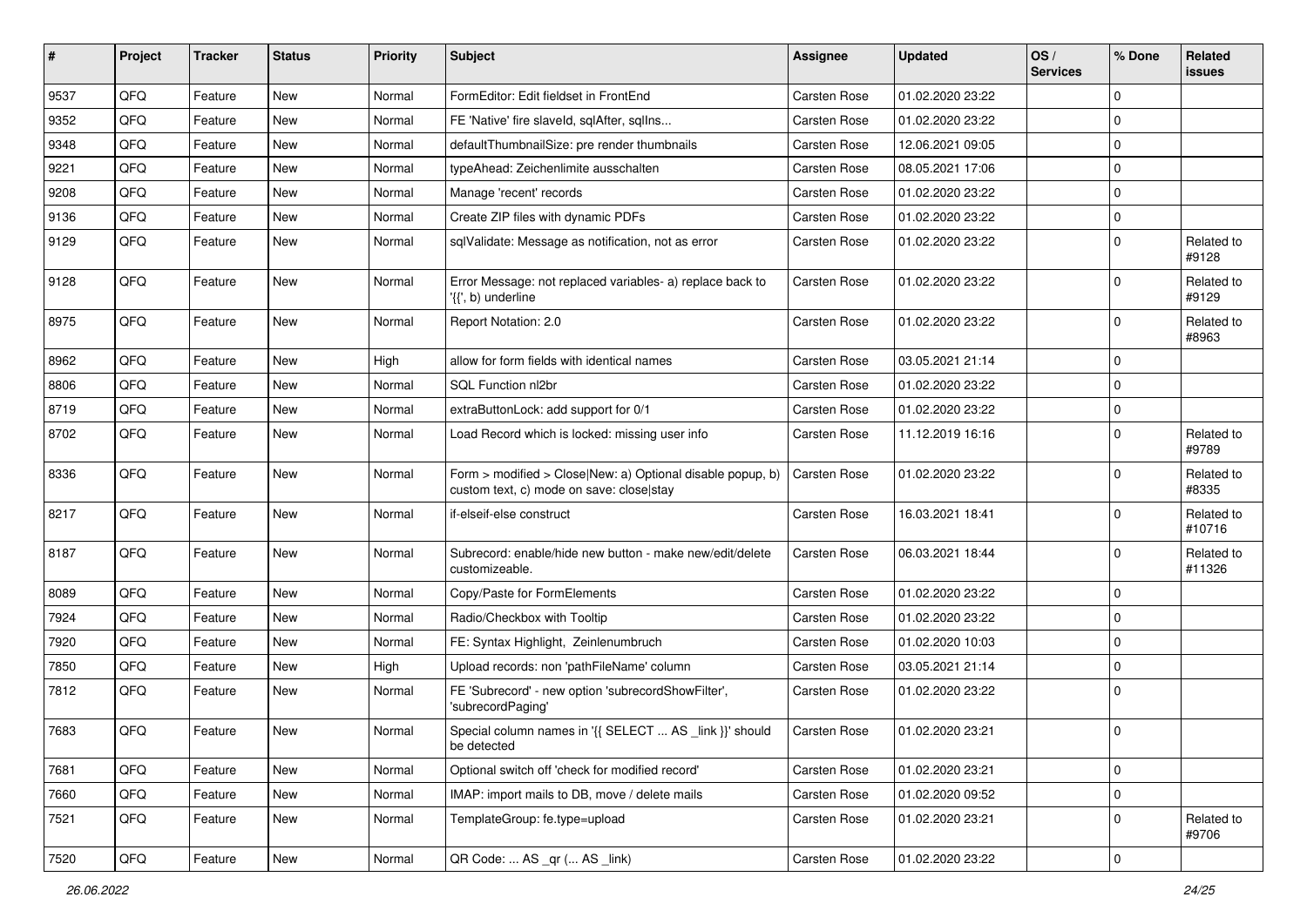| # | Project | Tracker | Status | Priority | Subject | Assignee | Updated | OS / Services | % Done | Related issues |
|---|---|---|---|---|---|---|---|---|---|---|
| 9537 | QFQ | Feature | New | Normal | FormEditor: Edit fieldset in FrontEnd | Carsten Rose | 01.02.2020 23:22 | | 0 | |
| 9352 | QFQ | Feature | New | Normal | FE 'Native' fire slaveId, sqlAfter, sqlIns... | Carsten Rose | 01.02.2020 23:22 | | 0 | |
| 9348 | QFQ | Feature | New | Normal | defaultThumbnailSize: pre render thumbnails | Carsten Rose | 12.06.2021 09:05 | | 0 | |
| 9221 | QFQ | Feature | New | Normal | typeAhead: Zeichenlimite ausschalten | Carsten Rose | 08.05.2021 17:06 | | 0 | |
| 9208 | QFQ | Feature | New | Normal | Manage 'recent' records | Carsten Rose | 01.02.2020 23:22 | | 0 | |
| 9136 | QFQ | Feature | New | Normal | Create ZIP files with dynamic PDFs | Carsten Rose | 01.02.2020 23:22 | | 0 | |
| 9129 | QFQ | Feature | New | Normal | sqlValidate: Message as notification, not as error | Carsten Rose | 01.02.2020 23:22 | | 0 | Related to #9128 |
| 9128 | QFQ | Feature | New | Normal | Error Message: not replaced variables- a) replace back to '{{', b) underline | Carsten Rose | 01.02.2020 23:22 | | 0 | Related to #9129 |
| 8975 | QFQ | Feature | New | Normal | Report Notation: 2.0 | Carsten Rose | 01.02.2020 23:22 | | 0 | Related to #8963 |
| 8962 | QFQ | Feature | New | High | allow for form fields with identical names | Carsten Rose | 03.05.2021 21:14 | | 0 | |
| 8806 | QFQ | Feature | New | Normal | SQL Function nl2br | Carsten Rose | 01.02.2020 23:22 | | 0 | |
| 8719 | QFQ | Feature | New | Normal | extraButtonLock: add support for 0/1 | Carsten Rose | 01.02.2020 23:22 | | 0 | |
| 8702 | QFQ | Feature | New | Normal | Load Record which is locked: missing user info | Carsten Rose | 11.12.2019 16:16 | | 0 | Related to #9789 |
| 8336 | QFQ | Feature | New | Normal | Form > modified > Close\|New: a) Optional disable popup, b) custom text, c) mode on save: close\|stay | Carsten Rose | 01.02.2020 23:22 | | 0 | Related to #8335 |
| 8217 | QFQ | Feature | New | Normal | if-elseif-else construct | Carsten Rose | 16.03.2021 18:41 | | 0 | Related to #10716 |
| 8187 | QFQ | Feature | New | Normal | Subrecord: enable/hide new button - make new/edit/delete customizeable. | Carsten Rose | 06.03.2021 18:44 | | 0 | Related to #11326 |
| 8089 | QFQ | Feature | New | Normal | Copy/Paste for FormElements | Carsten Rose | 01.02.2020 23:22 | | 0 | |
| 7924 | QFQ | Feature | New | Normal | Radio/Checkbox with Tooltip | Carsten Rose | 01.02.2020 23:22 | | 0 | |
| 7920 | QFQ | Feature | New | Normal | FE: Syntax Highlight, Zeinlenumbruch | Carsten Rose | 01.02.2020 10:03 | | 0 | |
| 7850 | QFQ | Feature | New | High | Upload records: non 'pathFileName' column | Carsten Rose | 03.05.2021 21:14 | | 0 | |
| 7812 | QFQ | Feature | New | Normal | FE 'Subrecord' - new option 'subrecordShowFilter', 'subrecordPaging' | Carsten Rose | 01.02.2020 23:22 | | 0 | |
| 7683 | QFQ | Feature | New | Normal | Special column names in '{{ SELECT ... AS _link }}' should be detected | Carsten Rose | 01.02.2020 23:21 | | 0 | |
| 7681 | QFQ | Feature | New | Normal | Optional switch off 'check for modified record' | Carsten Rose | 01.02.2020 23:21 | | 0 | |
| 7660 | QFQ | Feature | New | Normal | IMAP: import mails to DB, move / delete mails | Carsten Rose | 01.02.2020 09:52 | | 0 | |
| 7521 | QFQ | Feature | New | Normal | TemplateGroup: fe.type=upload | Carsten Rose | 01.02.2020 23:21 | | 0 | Related to #9706 |
| 7520 | QFQ | Feature | New | Normal | QR Code: ... AS _qr (... AS _link) | Carsten Rose | 01.02.2020 23:22 | | 0 | |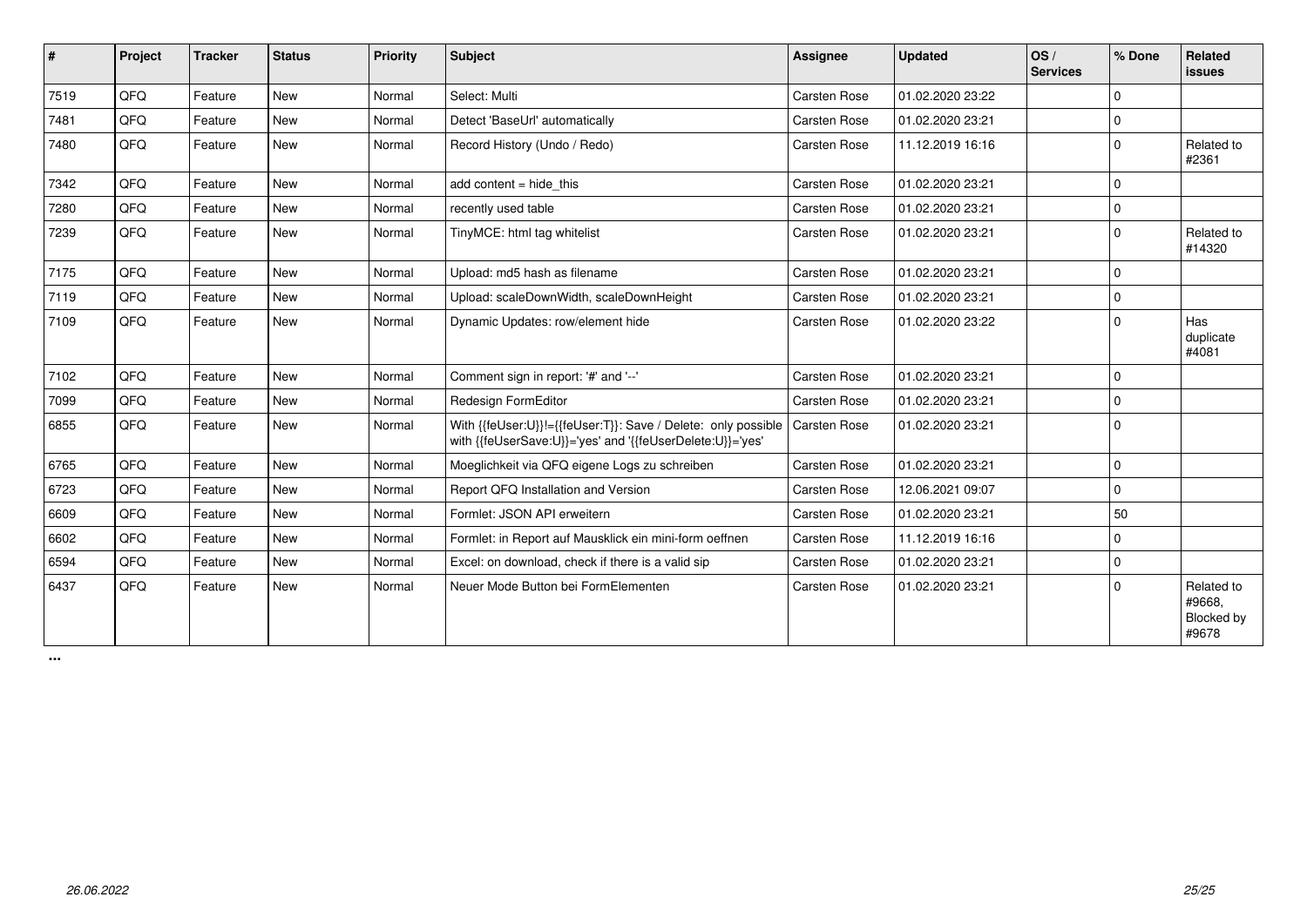| # | Project | Tracker | Status | Priority | Subject | Assignee | Updated | OS / Services | % Done | Related issues |
|---|---|---|---|---|---|---|---|---|---|---|
| 7519 | QFQ | Feature | New | Normal | Select: Multi | Carsten Rose | 01.02.2020 23:22 | | 0 | |
| 7481 | QFQ | Feature | New | Normal | Detect 'BaseUrl' automatically | Carsten Rose | 01.02.2020 23:21 | | 0 | |
| 7480 | QFQ | Feature | New | Normal | Record History (Undo / Redo) | Carsten Rose | 11.12.2019 16:16 | | 0 | Related to #2361 |
| 7342 | QFQ | Feature | New | Normal | add content = hide_this | Carsten Rose | 01.02.2020 23:21 | | 0 | |
| 7280 | QFQ | Feature | New | Normal | recently used table | Carsten Rose | 01.02.2020 23:21 | | 0 | |
| 7239 | QFQ | Feature | New | Normal | TinyMCE: html tag whitelist | Carsten Rose | 01.02.2020 23:21 | | 0 | Related to #14320 |
| 7175 | QFQ | Feature | New | Normal | Upload: md5 hash as filename | Carsten Rose | 01.02.2020 23:21 | | 0 | |
| 7119 | QFQ | Feature | New | Normal | Upload: scaleDownWidth, scaleDownHeight | Carsten Rose | 01.02.2020 23:21 | | 0 | |
| 7109 | QFQ | Feature | New | Normal | Dynamic Updates: row/element hide | Carsten Rose | 01.02.2020 23:22 | | 0 | Has duplicate #4081 |
| 7102 | QFQ | Feature | New | Normal | Comment sign in report: '#' and '--' | Carsten Rose | 01.02.2020 23:21 | | 0 | |
| 7099 | QFQ | Feature | New | Normal | Redesign FormEditor | Carsten Rose | 01.02.2020 23:21 | | 0 | |
| 6855 | QFQ | Feature | New | Normal | With {{feUser:U}}!={{feUser:T}}: Save / Delete: only possible with {{feUserSave:U}}='yes' and '{{feUserDelete:U}}='yes' | Carsten Rose | 01.02.2020 23:21 | | 0 | |
| 6765 | QFQ | Feature | New | Normal | Moeglichkeit via QFQ eigene Logs zu schreiben | Carsten Rose | 01.02.2020 23:21 | | 0 | |
| 6723 | QFQ | Feature | New | Normal | Report QFQ Installation and Version | Carsten Rose | 12.06.2021 09:07 | | 0 | |
| 6609 | QFQ | Feature | New | Normal | Formlet: JSON API erweitern | Carsten Rose | 01.02.2020 23:21 | | 50 | |
| 6602 | QFQ | Feature | New | Normal | Formlet: in Report auf Mausklick ein mini-form oeffnen | Carsten Rose | 11.12.2019 16:16 | | 0 | |
| 6594 | QFQ | Feature | New | Normal | Excel: on download, check if there is a valid sip | Carsten Rose | 01.02.2020 23:21 | | 0 | |
| 6437 | QFQ | Feature | New | Normal | Neuer Mode Button bei FormElementen | Carsten Rose | 01.02.2020 23:21 | | 0 | Related to #9668, Blocked by #9678 |

...